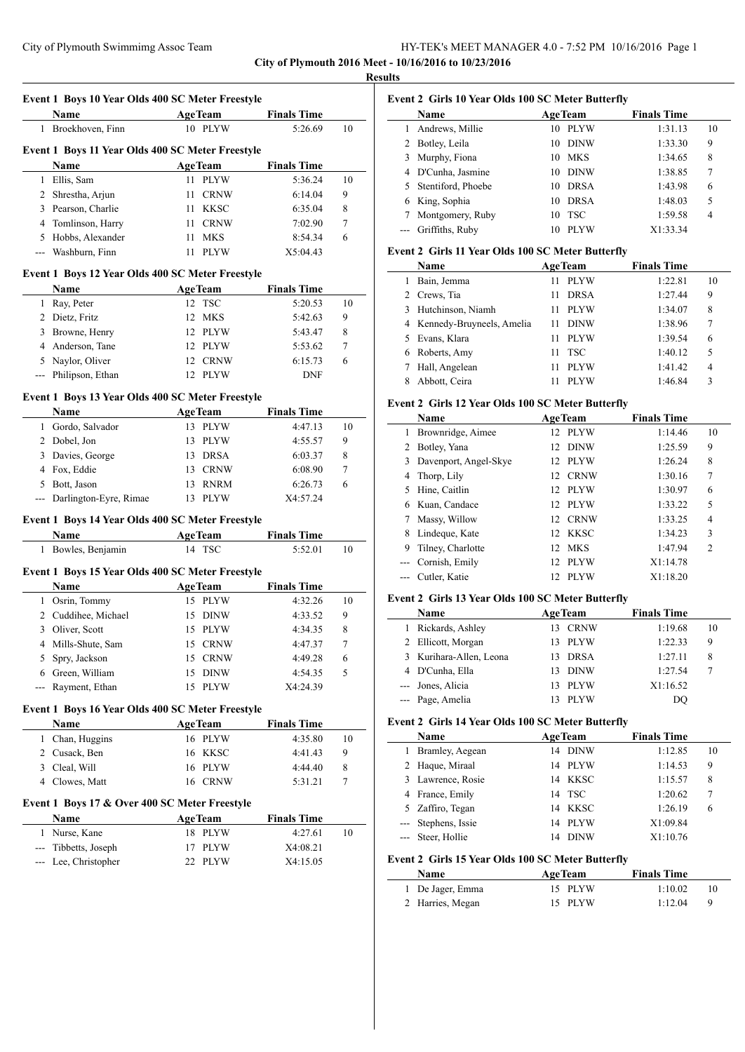**City of Plymouth 2016 Meet - 10/16/2016 to 10/23/2016**

**Results**

### Event 1 Boys 10 Year Olds 400 SC Meter Freestyle

| | Name | Age | Team | Finals Time | |
|---|---|---|---|---|---|
| 1 | Broekhoven, Finn | 10 | PLYW | 5:26.69 | 10 |

### Event 1 Boys 11 Year Olds 400 SC Meter Freestyle

| | Name | Age | Team | Finals Time | |
|---|---|---|---|---|---|
| 1 | Ellis, Sam | 11 | PLYW | 5:36.24 | 10 |
| 2 | Shrestha, Arjun | 11 | CRNW | 6:14.04 | 9 |
| 3 | Pearson, Charlie | 11 | KKSC | 6:35.04 | 8 |
| 4 | Tomlinson, Harry | 11 | CRNW | 7:02.90 | 7 |
| 5 | Hobbs, Alexander | 11 | MKS | 8:54.34 | 6 |
| --- | Washburn, Finn | 11 | PLYW | X5:04.43 | |

### Event 1 Boys 12 Year Olds 400 SC Meter Freestyle

| | Name | Age | Team | Finals Time | |
|---|---|---|---|---|---|
| 1 | Ray, Peter | 12 | TSC | 5:20.53 | 10 |
| 2 | Dietz, Fritz | 12 | MKS | 5:42.63 | 9 |
| 3 | Browne, Henry | 12 | PLYW | 5:43.47 | 8 |
| 4 | Anderson, Tane | 12 | PLYW | 5:53.62 | 7 |
| 5 | Naylor, Oliver | 12 | CRNW | 6:15.73 | 6 |
| --- | Philipson, Ethan | 12 | PLYW | DNF | |

### Event 1 Boys 13 Year Olds 400 SC Meter Freestyle

| | Name | Age | Team | Finals Time | |
|---|---|---|---|---|---|
| 1 | Gordo, Salvador | 13 | PLYW | 4:47.13 | 10 |
| 2 | Dobel, Jon | 13 | PLYW | 4:55.57 | 9 |
| 3 | Davies, George | 13 | DRSA | 6:03.37 | 8 |
| 4 | Fox, Eddie | 13 | CRNW | 6:08.90 | 7 |
| 5 | Bott, Jason | 13 | RNRM | 6:26.73 | 6 |
| --- | Darlington-Eyre, Rimae | 13 | PLYW | X4:57.24 | |

### Event 1 Boys 14 Year Olds 400 SC Meter Freestyle

| | Name | Age | Team | Finals Time | |
|---|---|---|---|---|---|
| 1 | Bowles, Benjamin | 14 | TSC | 5:52.01 | 10 |

### Event 1 Boys 15 Year Olds 400 SC Meter Freestyle

| | Name | Age | Team | Finals Time | |
|---|---|---|---|---|---|
| 1 | Osrin, Tommy | 15 | PLYW | 4:32.26 | 10 |
| 2 | Cuddihee, Michael | 15 | DINW | 4:33.52 | 9 |
| 3 | Oliver, Scott | 15 | PLYW | 4:34.35 | 8 |
| 4 | Mills-Shute, Sam | 15 | CRNW | 4:47.37 | 7 |
| 5 | Spry, Jackson | 15 | CRNW | 4:49.28 | 6 |
| 6 | Green, William | 15 | DINW | 4:54.35 | 5 |
| --- | Rayment, Ethan | 15 | PLYW | X4:24.39 | |

### Event 1 Boys 16 Year Olds 400 SC Meter Freestyle

| | Name | Age | Team | Finals Time | |
|---|---|---|---|---|---|
| 1 | Chan, Huggins | 16 | PLYW | 4:35.80 | 10 |
| 2 | Cusack, Ben | 16 | KKSC | 4:41.43 | 9 |
| 3 | Cleal, Will | 16 | PLYW | 4:44.40 | 8 |
| 4 | Clowes, Matt | 16 | CRNW | 5:31.21 | 7 |

### Event 1 Boys 17 & Over 400 SC Meter Freestyle

| | Name | Age | Team | Finals Time | |
|---|---|---|---|---|---|
| 1 | Nurse, Kane | 18 | PLYW | 4:27.61 | 10 |
| --- | Tibbetts, Joseph | 17 | PLYW | X4:08.21 | |
| --- | Lee, Christopher | 22 | PLYW | X4:15.05 | |

### Event 2 Girls 10 Year Olds 100 SC Meter Butterfly

| | Name | Age | Team | Finals Time | |
|---|---|---|---|---|---|
| 1 | Andrews, Millie | 10 | PLYW | 1:31.13 | 10 |
| 2 | Botley, Leila | 10 | DINW | 1:33.30 | 9 |
| 3 | Murphy, Fiona | 10 | MKS | 1:34.65 | 8 |
| 4 | D'Cunha, Jasmine | 10 | DINW | 1:38.85 | 7 |
| 5 | Stentiford, Phoebe | 10 | DRSA | 1:43.98 | 6 |
| 6 | King, Sophia | 10 | DRSA | 1:48.03 | 5 |
| 7 | Montgomery, Ruby | 10 | TSC | 1:59.58 | 4 |
| --- | Griffiths, Ruby | 10 | PLYW | X1:33.34 | |

### Event 2 Girls 11 Year Olds 100 SC Meter Butterfly

| | Name | Age | Team | Finals Time | |
|---|---|---|---|---|---|
| 1 | Bain, Jemma | 11 | PLYW | 1:22.81 | 10 |
| 2 | Crews, Tia | 11 | DRSA | 1:27.44 | 9 |
| 3 | Hutchinson, Niamh | 11 | PLYW | 1:34.07 | 8 |
| 4 | Kennedy-Bruyneels, Amelia | 11 | DINW | 1:38.96 | 7 |
| 5 | Evans, Klara | 11 | PLYW | 1:39.54 | 6 |
| 6 | Roberts, Amy | 11 | TSC | 1:40.12 | 5 |
| 7 | Hall, Angelean | 11 | PLYW | 1:41.42 | 4 |
| 8 | Abbott, Ceira | 11 | PLYW | 1:46.84 | 3 |

### Event 2 Girls 12 Year Olds 100 SC Meter Butterfly

| | Name | Age | Team | Finals Time | |
|---|---|---|---|---|---|
| 1 | Brownridge, Aimee | 12 | PLYW | 1:14.46 | 10 |
| 2 | Botley, Yana | 12 | DINW | 1:25.59 | 9 |
| 3 | Davenport, Angel-Skye | 12 | PLYW | 1:26.24 | 8 |
| 4 | Thorp, Lily | 12 | CRNW | 1:30.16 | 7 |
| 5 | Hine, Caitlin | 12 | PLYW | 1:30.97 | 6 |
| 6 | Kuan, Candace | 12 | PLYW | 1:33.22 | 5 |
| 7 | Massy, Willow | 12 | CRNW | 1:33.25 | 4 |
| 8 | Lindeque, Kate | 12 | KKSC | 1:34.23 | 3 |
| 9 | Tilney, Charlotte | 12 | MKS | 1:47.94 | 2 |
| --- | Cornish, Emily | 12 | PLYW | X1:14.78 | |
| --- | Cutler, Katie | 12 | PLYW | X1:18.20 | |

### Event 2 Girls 13 Year Olds 100 SC Meter Butterfly

| | Name | Age | Team | Finals Time | |
|---|---|---|---|---|---|
| 1 | Rickards, Ashley | 13 | CRNW | 1:19.68 | 10 |
| 2 | Ellicott, Morgan | 13 | PLYW | 1:22.33 | 9 |
| 3 | Kurihara-Allen, Leona | 13 | DRSA | 1:27.11 | 8 |
| 4 | D'Cunha, Ella | 13 | DINW | 1:27.54 | 7 |
| --- | Jones, Alicia | 13 | PLYW | X1:16.52 | |
| --- | Page, Amelia | 13 | PLYW | DQ | |

### Event 2 Girls 14 Year Olds 100 SC Meter Butterfly

| | Name | Age | Team | Finals Time | |
|---|---|---|---|---|---|
| 1 | Bramley, Aegean | 14 | DINW | 1:12.85 | 10 |
| 2 | Haque, Miraal | 14 | PLYW | 1:14.53 | 9 |
| 3 | Lawrence, Rosie | 14 | KKSC | 1:15.57 | 8 |
| 4 | France, Emily | 14 | TSC | 1:20.62 | 7 |
| 5 | Zaffiro, Tegan | 14 | KKSC | 1:26.19 | 6 |
| --- | Stephens, Issie | 14 | PLYW | X1:09.84 | |
| --- | Steer, Hollie | 14 | DINW | X1:10.76 | |

### Event 2 Girls 15 Year Olds 100 SC Meter Butterfly

| | Name | Age | Team | Finals Time | |
|---|---|---|---|---|---|
| 1 | De Jager, Emma | 15 | PLYW | 1:10.02 | 10 |
| 2 | Harries, Megan | 15 | PLYW | 1:12.04 | 9 |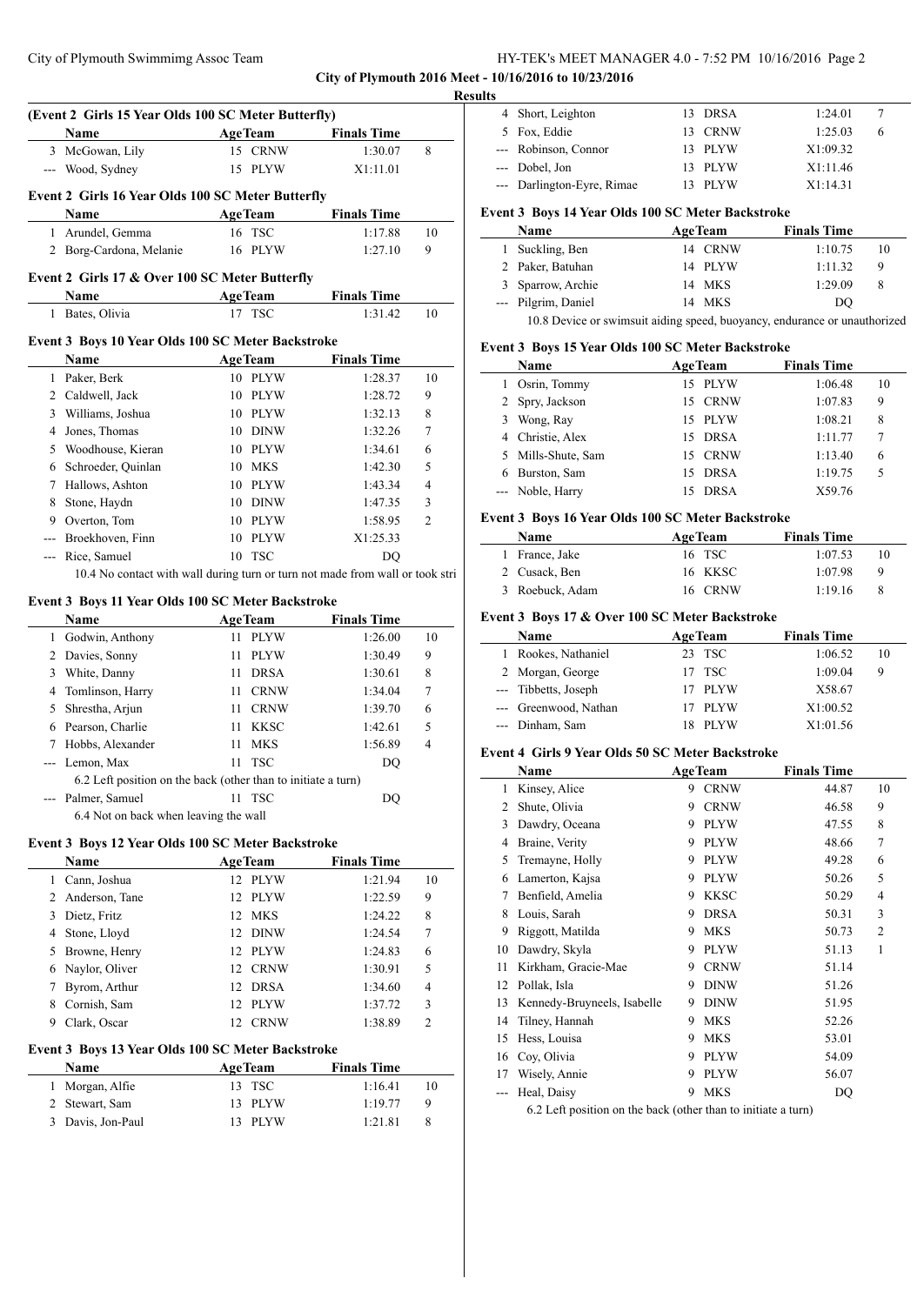**City of Plymouth 2016 Meet - 10/16/2016 to 10/23/2016**

**Results**

### (Event 2 Girls 15 Year Olds 100 SC Meter Butterfly)

| | Name | Age | Team | Finals Time | |
|---|---|---|---|---|---|
| 3 | McGowan, Lily | 15 | CRNW | 1:30.07 | 8 |
| --- | Wood, Sydney | 15 | PLYW | X1:11.01 | |

### Event 2 Girls 16 Year Olds 100 SC Meter Butterfly

| | Name | Age | Team | Finals Time | |
|---|---|---|---|---|---|
| 1 | Arundel, Gemma | 16 | TSC | 1:17.88 | 10 |
| 2 | Borg-Cardona, Melanie | 16 | PLYW | 1:27.10 | 9 |

### Event 2 Girls 17 & Over 100 SC Meter Butterfly

| | Name | Age | Team | Finals Time | |
|---|---|---|---|---|---|
| 1 | Bates, Olivia | 17 | TSC | 1:31.42 | 10 |

### Event 3 Boys 10 Year Olds 100 SC Meter Backstroke

| | Name | Age | Team | Finals Time | |
|---|---|---|---|---|---|
| 1 | Paker, Berk | 10 | PLYW | 1:28.37 | 10 |
| 2 | Caldwell, Jack | 10 | PLYW | 1:28.72 | 9 |
| 3 | Williams, Joshua | 10 | PLYW | 1:32.13 | 8 |
| 4 | Jones, Thomas | 10 | DINW | 1:32.26 | 7 |
| 5 | Woodhouse, Kieran | 10 | PLYW | 1:34.61 | 6 |
| 6 | Schroeder, Quinlan | 10 | MKS | 1:42.30 | 5 |
| 7 | Hallows, Ashton | 10 | PLYW | 1:43.34 | 4 |
| 8 | Stone, Haydn | 10 | DINW | 1:47.35 | 3 |
| 9 | Overton, Tom | 10 | PLYW | 1:58.95 | 2 |
| --- | Broekhoven, Finn | 10 | PLYW | X1:25.33 | |
| --- | Rice, Samuel | 10 | TSC | DQ | |

10.4 No contact with wall during turn or turn not made from wall or took stri

### Event 3 Boys 11 Year Olds 100 SC Meter Backstroke

| | Name | Age | Team | Finals Time | |
|---|---|---|---|---|---|
| 1 | Godwin, Anthony | 11 | PLYW | 1:26.00 | 10 |
| 2 | Davies, Sonny | 11 | PLYW | 1:30.49 | 9 |
| 3 | White, Danny | 11 | DRSA | 1:30.61 | 8 |
| 4 | Tomlinson, Harry | 11 | CRNW | 1:34.04 | 7 |
| 5 | Shrestha, Arjun | 11 | CRNW | 1:39.70 | 6 |
| 6 | Pearson, Charlie | 11 | KKSC | 1:42.61 | 5 |
| 7 | Hobbs, Alexander | 11 | MKS | 1:56.89 | 4 |
| --- | Lemon, Max | 11 | TSC | DQ | |
| --- | Palmer, Samuel | 11 | TSC | DQ | |

Lemon, Max: 6.2 Left position on the back (other than to initiate a turn)

Palmer, Samuel: 6.4 Not on back when leaving the wall

### Event 3 Boys 12 Year Olds 100 SC Meter Backstroke

| | Name | Age | Team | Finals Time | |
|---|---|---|---|---|---|
| 1 | Cann, Joshua | 12 | PLYW | 1:21.94 | 10 |
| 2 | Anderson, Tane | 12 | PLYW | 1:22.59 | 9 |
| 3 | Dietz, Fritz | 12 | MKS | 1:24.22 | 8 |
| 4 | Stone, Lloyd | 12 | DINW | 1:24.54 | 7 |
| 5 | Browne, Henry | 12 | PLYW | 1:24.83 | 6 |
| 6 | Naylor, Oliver | 12 | CRNW | 1:30.91 | 5 |
| 7 | Byrom, Arthur | 12 | DRSA | 1:34.60 | 4 |
| 8 | Cornish, Sam | 12 | PLYW | 1:37.72 | 3 |
| 9 | Clark, Oscar | 12 | CRNW | 1:38.89 | 2 |

### Event 3 Boys 13 Year Olds 100 SC Meter Backstroke

| | Name | Age | Team | Finals Time | |
|---|---|---|---|---|---|
| 1 | Morgan, Alfie | 13 | TSC | 1:16.41 | 10 |
| 2 | Stewart, Sam | 13 | PLYW | 1:19.77 | 9 |
| 3 | Davis, Jon-Paul | 13 | PLYW | 1:21.81 | 8 |
| 4 | Short, Leighton | 13 | DRSA | 1:24.01 | 7 |
| 5 | Fox, Eddie | 13 | CRNW | 1:25.03 | 6 |
| --- | Robinson, Connor | 13 | PLYW | X1:09.32 | |
| --- | Dobel, Jon | 13 | PLYW | X1:11.46 | |
| --- | Darlington-Eyre, Rimae | 13 | PLYW | X1:14.31 | |

### Event 3 Boys 14 Year Olds 100 SC Meter Backstroke

| | Name | Age | Team | Finals Time | |
|---|---|---|---|---|---|
| 1 | Suckling, Ben | 14 | CRNW | 1:10.75 | 10 |
| 2 | Paker, Batuhan | 14 | PLYW | 1:11.32 | 9 |
| 3 | Sparrow, Archie | 14 | MKS | 1:29.09 | 8 |
| --- | Pilgrim, Daniel | 14 | MKS | DQ | |

10.8 Device or swimsuit aiding speed, buoyancy, endurance or unauthorized

### Event 3 Boys 15 Year Olds 100 SC Meter Backstroke

| | Name | Age | Team | Finals Time | |
|---|---|---|---|---|---|
| 1 | Osrin, Tommy | 15 | PLYW | 1:06.48 | 10 |
| 2 | Spry, Jackson | 15 | CRNW | 1:07.83 | 9 |
| 3 | Wong, Ray | 15 | PLYW | 1:08.21 | 8 |
| 4 | Christie, Alex | 15 | DRSA | 1:11.77 | 7 |
| 5 | Mills-Shute, Sam | 15 | CRNW | 1:13.40 | 6 |
| 6 | Burston, Sam | 15 | DRSA | 1:19.75 | 5 |
| --- | Noble, Harry | 15 | DRSA | X59.76 | |

### Event 3 Boys 16 Year Olds 100 SC Meter Backstroke

| | Name | Age | Team | Finals Time | |
|---|---|---|---|---|---|
| 1 | France, Jake | 16 | TSC | 1:07.53 | 10 |
| 2 | Cusack, Ben | 16 | KKSC | 1:07.98 | 9 |
| 3 | Roebuck, Adam | 16 | CRNW | 1:19.16 | 8 |

### Event 3 Boys 17 & Over 100 SC Meter Backstroke

| | Name | Age | Team | Finals Time | |
|---|---|---|---|---|---|
| 1 | Rookes, Nathaniel | 23 | TSC | 1:06.52 | 10 |
| 2 | Morgan, George | 17 | TSC | 1:09.04 | 9 |
| --- | Tibbetts, Joseph | 17 | PLYW | X58.67 | |
| --- | Greenwood, Nathan | 17 | PLYW | X1:00.52 | |
| --- | Dinham, Sam | 18 | PLYW | X1:01.56 | |

### Event 4 Girls 9 Year Olds 50 SC Meter Backstroke

| | Name | Age | Team | Finals Time | |
|---|---|---|---|---|---|
| 1 | Kinsey, Alice | 9 | CRNW | 44.87 | 10 |
| 2 | Shute, Olivia | 9 | CRNW | 46.58 | 9 |
| 3 | Dawdry, Oceana | 9 | PLYW | 47.55 | 8 |
| 4 | Braine, Verity | 9 | PLYW | 48.66 | 7 |
| 5 | Tremayne, Holly | 9 | PLYW | 49.28 | 6 |
| 6 | Lamerton, Kajsa | 9 | PLYW | 50.26 | 5 |
| 7 | Benfield, Amelia | 9 | KKSC | 50.29 | 4 |
| 8 | Louis, Sarah | 9 | DRSA | 50.31 | 3 |
| 9 | Riggott, Matilda | 9 | MKS | 50.73 | 2 |
| 10 | Dawdry, Skyla | 9 | PLYW | 51.13 | 1 |
| 11 | Kirkham, Gracie-Mae | 9 | CRNW | 51.14 | |
| 12 | Pollak, Isla | 9 | DINW | 51.26 | |
| 13 | Kennedy-Bruyneels, Isabelle | 9 | DINW | 51.95 | |
| 14 | Tilney, Hannah | 9 | MKS | 52.26 | |
| 15 | Hess, Louisa | 9 | MKS | 53.01 | |
| 16 | Coy, Olivia | 9 | PLYW | 54.09 | |
| 17 | Wisely, Annie | 9 | PLYW | 56.07 | |
| --- | Heal, Daisy | 9 | MKS | DQ | |

6.2 Left position on the back (other than to initiate a turn)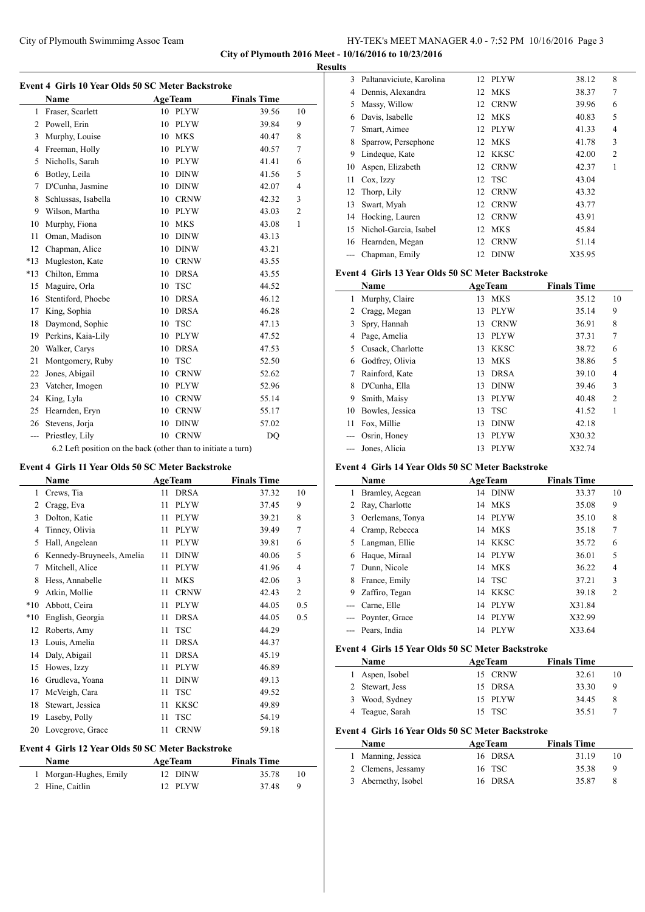City of Plymouth 2016 Meet - 10/16/2016 to 10/23/2016

**Results**

### Event 4 Girls 10 Year Olds 50 SC Meter Backstroke

| | Name | Age | Team | Finals Time | |
|---|---|---|---|---|---|
| 1 | Fraser, Scarlett | 10 | PLYW | 39.56 | 10 |
| 2 | Powell, Erin | 10 | PLYW | 39.84 | 9 |
| 3 | Murphy, Louise | 10 | MKS | 40.47 | 8 |
| 4 | Freeman, Holly | 10 | PLYW | 40.57 | 7 |
| 5 | Nicholls, Sarah | 10 | PLYW | 41.41 | 6 |
| 6 | Botley, Leila | 10 | DINW | 41.56 | 5 |
| 7 | D'Cunha, Jasmine | 10 | DINW | 42.07 | 4 |
| 8 | Schlussas, Isabella | 10 | CRNW | 42.32 | 3 |
| 9 | Wilson, Martha | 10 | PLYW | 43.03 | 2 |
| 10 | Murphy, Fiona | 10 | MKS | 43.08 | 1 |
| 11 | Oman, Madison | 10 | DINW | 43.13 | |
| 12 | Chapman, Alice | 10 | DINW | 43.21 | |
| *13 | Mugleston, Kate | 10 | CRNW | 43.55 | |
| *13 | Chilton, Emma | 10 | DRSA | 43.55 | |
| 15 | Maguire, Orla | 10 | TSC | 44.52 | |
| 16 | Stentiford, Phoebe | 10 | DRSA | 46.12 | |
| 17 | King, Sophia | 10 | DRSA | 46.28 | |
| 18 | Daymond, Sophie | 10 | TSC | 47.13 | |
| 19 | Perkins, Kaia-Lily | 10 | PLYW | 47.52 | |
| 20 | Walker, Carys | 10 | DRSA | 47.53 | |
| 21 | Montgomery, Ruby | 10 | TSC | 52.50 | |
| 22 | Jones, Abigail | 10 | CRNW | 52.62 | |
| 23 | Vatcher, Imogen | 10 | PLYW | 52.96 | |
| 24 | King, Lyla | 10 | CRNW | 55.14 | |
| 25 | Hearnden, Eryn | 10 | CRNW | 55.17 | |
| 26 | Stevens, Jorja | 10 | DINW | 57.02 | |
| --- | Priestley, Lily | 10 | CRNW | DQ | |

6.2 Left position on the back (other than to initiate a turn)

### Event 4 Girls 11 Year Olds 50 SC Meter Backstroke

| | Name | Age | Team | Finals Time | |
|---|---|---|---|---|---|
| 1 | Crews, Tia | 11 | DRSA | 37.32 | 10 |
| 2 | Cragg, Eva | 11 | PLYW | 37.45 | 9 |
| 3 | Dolton, Katie | 11 | PLYW | 39.21 | 8 |
| 4 | Tinney, Olivia | 11 | PLYW | 39.49 | 7 |
| 5 | Hall, Angelean | 11 | PLYW | 39.81 | 6 |
| 6 | Kennedy-Bruyneels, Amelia | 11 | DINW | 40.06 | 5 |
| 7 | Mitchell, Alice | 11 | PLYW | 41.96 | 4 |
| 8 | Hess, Annabelle | 11 | MKS | 42.06 | 3 |
| 9 | Atkin, Mollie | 11 | CRNW | 42.43 | 2 |
| *10 | Abbott, Ceira | 11 | PLYW | 44.05 | 0.5 |
| *10 | English, Georgia | 11 | DRSA | 44.05 | 0.5 |
| 12 | Roberts, Amy | 11 | TSC | 44.29 | |
| 13 | Louis, Amelia | 11 | DRSA | 44.37 | |
| 14 | Daly, Abigail | 11 | DRSA | 45.19 | |
| 15 | Howes, Izzy | 11 | PLYW | 46.89 | |
| 16 | Grudleva, Yoana | 11 | DINW | 49.13 | |
| 17 | McVeigh, Cara | 11 | TSC | 49.52 | |
| 18 | Stewart, Jessica | 11 | KKSC | 49.89 | |
| 19 | Laseby, Polly | 11 | TSC | 54.19 | |
| 20 | Lovegrove, Grace | 11 | CRNW | 59.18 | |

### Event 4 Girls 12 Year Olds 50 SC Meter Backstroke

| | Name | Age | Team | Finals Time | |
|---|---|---|---|---|---|
| 1 | Morgan-Hughes, Emily | 12 | DINW | 35.78 | 10 |
| 2 | Hine, Caitlin | 12 | PLYW | 37.48 | 9 |
| 3 | Paltanaviciute, Karolina | 12 | PLYW | 38.12 | 8 |
| 4 | Dennis, Alexandra | 12 | MKS | 38.37 | 7 |
| 5 | Massy, Willow | 12 | CRNW | 39.96 | 6 |
| 6 | Davis, Isabelle | 12 | MKS | 40.83 | 5 |
| 7 | Smart, Aimee | 12 | PLYW | 41.33 | 4 |
| 8 | Sparrow, Persephone | 12 | MKS | 41.78 | 3 |
| 9 | Lindeque, Kate | 12 | KKSC | 42.00 | 2 |
| 10 | Aspen, Elizabeth | 12 | CRNW | 42.37 | 1 |
| 11 | Cox, Izzy | 12 | TSC | 43.04 | |
| 12 | Thorp, Lily | 12 | CRNW | 43.32 | |
| 13 | Swart, Myah | 12 | CRNW | 43.77 | |
| 14 | Hocking, Lauren | 12 | CRNW | 43.91 | |
| 15 | Nichol-Garcia, Isabel | 12 | MKS | 45.84 | |
| 16 | Hearnden, Megan | 12 | CRNW | 51.14 | |
| --- | Chapman, Emily | 12 | DINW | X35.95 | |

### Event 4 Girls 13 Year Olds 50 SC Meter Backstroke

| | Name | Age | Team | Finals Time | |
|---|---|---|---|---|---|
| 1 | Murphy, Claire | 13 | MKS | 35.12 | 10 |
| 2 | Cragg, Megan | 13 | PLYW | 35.14 | 9 |
| 3 | Spry, Hannah | 13 | CRNW | 36.91 | 8 |
| 4 | Page, Amelia | 13 | PLYW | 37.31 | 7 |
| 5 | Cusack, Charlotte | 13 | KKSC | 38.72 | 6 |
| 6 | Godfrey, Olivia | 13 | MKS | 38.86 | 5 |
| 7 | Rainford, Kate | 13 | DRSA | 39.10 | 4 |
| 8 | D'Cunha, Ella | 13 | DINW | 39.46 | 3 |
| 9 | Smith, Maisy | 13 | PLYW | 40.48 | 2 |
| 10 | Bowles, Jessica | 13 | TSC | 41.52 | 1 |
| 11 | Fox, Millie | 13 | DINW | 42.18 | |
| --- | Osrin, Honey | 13 | PLYW | X30.32 | |
| --- | Jones, Alicia | 13 | PLYW | X32.74 | |

### Event 4 Girls 14 Year Olds 50 SC Meter Backstroke

| | Name | Age | Team | Finals Time | |
|---|---|---|---|---|---|
| 1 | Bramley, Aegean | 14 | DINW | 33.37 | 10 |
| 2 | Ray, Charlotte | 14 | MKS | 35.08 | 9 |
| 3 | Oerlemans, Tonya | 14 | PLYW | 35.10 | 8 |
| 4 | Cramp, Rebecca | 14 | MKS | 35.18 | 7 |
| 5 | Langman, Ellie | 14 | KKSC | 35.72 | 6 |
| 6 | Haque, Miraal | 14 | PLYW | 36.01 | 5 |
| 7 | Dunn, Nicole | 14 | MKS | 36.22 | 4 |
| 8 | France, Emily | 14 | TSC | 37.21 | 3 |
| 9 | Zaffiro, Tegan | 14 | KKSC | 39.18 | 2 |
| --- | Carne, Elle | 14 | PLYW | X31.84 | |
| --- | Poynter, Grace | 14 | PLYW | X32.99 | |
| --- | Pears, India | 14 | PLYW | X33.64 | |

### Event 4 Girls 15 Year Olds 50 SC Meter Backstroke

| | Name | Age | Team | Finals Time | |
|---|---|---|---|---|---|
| 1 | Aspen, Isobel | 15 | CRNW | 32.61 | 10 |
| 2 | Stewart, Jess | 15 | DRSA | 33.30 | 9 |
| 3 | Wood, Sydney | 15 | PLYW | 34.45 | 8 |
| 4 | Teague, Sarah | 15 | TSC | 35.51 | 7 |

### Event 4 Girls 16 Year Olds 50 SC Meter Backstroke

| | Name | Age | Team | Finals Time | |
|---|---|---|---|---|---|
| 1 | Manning, Jessica | 16 | DRSA | 31.19 | 10 |
| 2 | Clemens, Jessamy | 16 | TSC | 35.38 | 9 |
| 3 | Abernethy, Isobel | 16 | DRSA | 35.87 | 8 |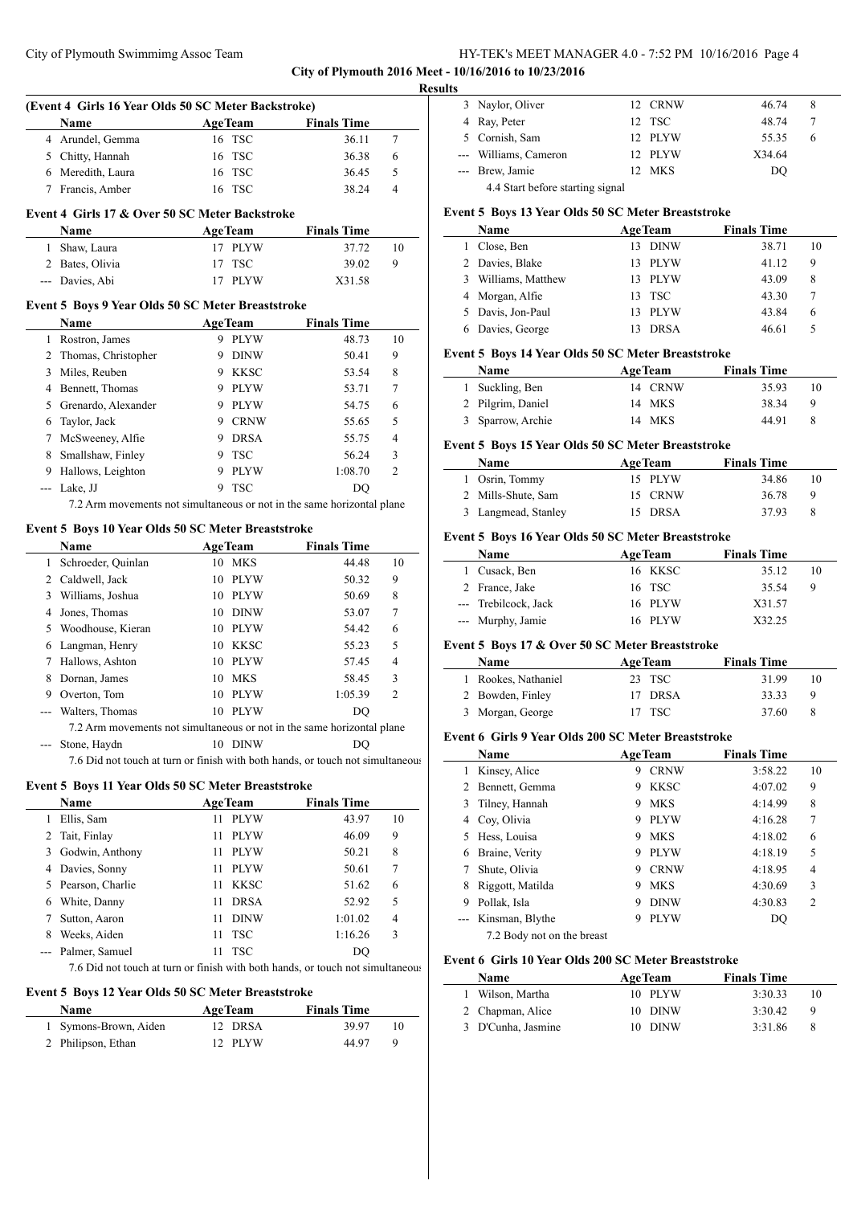**City of Plymouth 2016 Meet - 10/16/2016 to 10/23/2016**

**Results**

### (Event 4 Girls 16 Year Olds 50 SC Meter Backstroke)

| | Name | Age | Team | Finals Time | |
|---|---|---|---|---|---|
| 4 | Arundel, Gemma | 16 | TSC | 36.11 | 7 |
| 5 | Chitty, Hannah | 16 | TSC | 36.38 | 6 |
| 6 | Meredith, Laura | 16 | TSC | 36.45 | 5 |
| 7 | Francis, Amber | 16 | TSC | 38.24 | 4 |

### Event 4 Girls 17 & Over 50 SC Meter Backstroke

| | Name | Age | Team | Finals Time | |
|---|---|---|---|---|---|
| 1 | Shaw, Laura | 17 | PLYW | 37.72 | 10 |
| 2 | Bates, Olivia | 17 | TSC | 39.02 | 9 |
| --- | Davies, Abi | 17 | PLYW | X31.58 | |

### Event 5 Boys 9 Year Olds 50 SC Meter Breaststroke

| | Name | Age | Team | Finals Time | |
|---|---|---|---|---|---|
| 1 | Rostron, James | 9 | PLYW | 48.73 | 10 |
| 2 | Thomas, Christopher | 9 | DINW | 50.41 | 9 |
| 3 | Miles, Reuben | 9 | KKSC | 53.54 | 8 |
| 4 | Bennett, Thomas | 9 | PLYW | 53.71 | 7 |
| 5 | Grenardo, Alexander | 9 | PLYW | 54.75 | 6 |
| 6 | Taylor, Jack | 9 | CRNW | 55.65 | 5 |
| 7 | McSweeney, Alfie | 9 | DRSA | 55.75 | 4 |
| 8 | Smallshaw, Finley | 9 | TSC | 56.24 | 3 |
| 9 | Hallows, Leighton | 9 | PLYW | 1:08.70 | 2 |
| --- | Lake, JJ | 9 | TSC | DQ | |

7.2 Arm movements not simultaneous or not in the same horizontal plane

### Event 5 Boys 10 Year Olds 50 SC Meter Breaststroke

| | Name | Age | Team | Finals Time | |
|---|---|---|---|---|---|
| 1 | Schroeder, Quinlan | 10 | MKS | 44.48 | 10 |
| 2 | Caldwell, Jack | 10 | PLYW | 50.32 | 9 |
| 3 | Williams, Joshua | 10 | PLYW | 50.69 | 8 |
| 4 | Jones, Thomas | 10 | DINW | 53.07 | 7 |
| 5 | Woodhouse, Kieran | 10 | PLYW | 54.42 | 6 |
| 6 | Langman, Henry | 10 | KKSC | 55.23 | 5 |
| 7 | Hallows, Ashton | 10 | PLYW | 57.45 | 4 |
| 8 | Dornan, James | 10 | MKS | 58.45 | 3 |
| 9 | Overton, Tom | 10 | PLYW | 1:05.39 | 2 |
| --- | Walters, Thomas | 10 | PLYW | DQ | |

7.2 Arm movements not simultaneous or not in the same horizontal plane

| | Name | Age | Team | Finals Time | |
|---|---|---|---|---|---|
| --- | Stone, Haydn | 10 | DINW | DQ | |

7.6 Did not touch at turn or finish with both hands, or touch not simultaneous

### Event 5 Boys 11 Year Olds 50 SC Meter Breaststroke

| | Name | Age | Team | Finals Time | |
|---|---|---|---|---|---|
| 1 | Ellis, Sam | 11 | PLYW | 43.97 | 10 |
| 2 | Tait, Finlay | 11 | PLYW | 46.09 | 9 |
| 3 | Godwin, Anthony | 11 | PLYW | 50.21 | 8 |
| 4 | Davies, Sonny | 11 | PLYW | 50.61 | 7 |
| 5 | Pearson, Charlie | 11 | KKSC | 51.62 | 6 |
| 6 | White, Danny | 11 | DRSA | 52.92 | 5 |
| 7 | Sutton, Aaron | 11 | DINW | 1:01.02 | 4 |
| 8 | Weeks, Aiden | 11 | TSC | 1:16.26 | 3 |
| --- | Palmer, Samuel | 11 | TSC | DQ | |

7.6 Did not touch at turn or finish with both hands, or touch not simultaneous

### Event 5 Boys 12 Year Olds 50 SC Meter Breaststroke

| | Name | Age | Team | Finals Time | |
|---|---|---|---|---|---|
| 1 | Symons-Brown, Aiden | 12 | DRSA | 39.97 | 10 |
| 2 | Philipson, Ethan | 12 | PLYW | 44.97 | 9 |
| 3 | Naylor, Oliver | 12 | CRNW | 46.74 | 8 |
| 4 | Ray, Peter | 12 | TSC | 48.74 | 7 |
| 5 | Cornish, Sam | 12 | PLYW | 55.35 | 6 |
| --- | Williams, Cameron | 12 | PLYW | X34.64 | |
| --- | Brew, Jamie | 12 | MKS | DQ | |

4.4 Start before starting signal

### Event 5 Boys 13 Year Olds 50 SC Meter Breaststroke

| | Name | Age | Team | Finals Time | |
|---|---|---|---|---|---|
| 1 | Close, Ben | 13 | DINW | 38.71 | 10 |
| 2 | Davies, Blake | 13 | PLYW | 41.12 | 9 |
| 3 | Williams, Matthew | 13 | PLYW | 43.09 | 8 |
| 4 | Morgan, Alfie | 13 | TSC | 43.30 | 7 |
| 5 | Davis, Jon-Paul | 13 | PLYW | 43.84 | 6 |
| 6 | Davies, George | 13 | DRSA | 46.61 | 5 |

### Event 5 Boys 14 Year Olds 50 SC Meter Breaststroke

| | Name | Age | Team | Finals Time | |
|---|---|---|---|---|---|
| 1 | Suckling, Ben | 14 | CRNW | 35.93 | 10 |
| 2 | Pilgrim, Daniel | 14 | MKS | 38.34 | 9 |
| 3 | Sparrow, Archie | 14 | MKS | 44.91 | 8 |

### Event 5 Boys 15 Year Olds 50 SC Meter Breaststroke

| | Name | Age | Team | Finals Time | |
|---|---|---|---|---|---|
| 1 | Osrin, Tommy | 15 | PLYW | 34.86 | 10 |
| 2 | Mills-Shute, Sam | 15 | CRNW | 36.78 | 9 |
| 3 | Langmead, Stanley | 15 | DRSA | 37.93 | 8 |

### Event 5 Boys 16 Year Olds 50 SC Meter Breaststroke

| | Name | Age | Team | Finals Time | |
|---|---|---|---|---|---|
| 1 | Cusack, Ben | 16 | KKSC | 35.12 | 10 |
| 2 | France, Jake | 16 | TSC | 35.54 | 9 |
| --- | Trebilcock, Jack | 16 | PLYW | X31.57 | |
| --- | Murphy, Jamie | 16 | PLYW | X32.25 | |

### Event 5 Boys 17 & Over 50 SC Meter Breaststroke

| | Name | Age | Team | Finals Time | |
|---|---|---|---|---|---|
| 1 | Rookes, Nathaniel | 23 | TSC | 31.99 | 10 |
| 2 | Bowden, Finley | 17 | DRSA | 33.33 | 9 |
| 3 | Morgan, George | 17 | TSC | 37.60 | 8 |

### Event 6 Girls 9 Year Olds 200 SC Meter Breaststroke

| | Name | Age | Team | Finals Time | |
|---|---|---|---|---|---|
| 1 | Kinsey, Alice | 9 | CRNW | 3:58.22 | 10 |
| 2 | Bennett, Gemma | 9 | KKSC | 4:07.02 | 9 |
| 3 | Tilney, Hannah | 9 | MKS | 4:14.99 | 8 |
| 4 | Coy, Olivia | 9 | PLYW | 4:16.28 | 7 |
| 5 | Hess, Louisa | 9 | MKS | 4:18.02 | 6 |
| 6 | Braine, Verity | 9 | PLYW | 4:18.19 | 5 |
| 7 | Shute, Olivia | 9 | CRNW | 4:18.95 | 4 |
| 8 | Riggott, Matilda | 9 | MKS | 4:30.69 | 3 |
| 9 | Pollak, Isla | 9 | DINW | 4:30.83 | 2 |
| --- | Kinsman, Blythe | 9 | PLYW | DQ | |

7.2 Body not on the breast

### Event 6 Girls 10 Year Olds 200 SC Meter Breaststroke

| | Name | Age | Team | Finals Time | |
|---|---|---|---|---|---|
| 1 | Wilson, Martha | 10 | PLYW | 3:30.33 | 10 |
| 2 | Chapman, Alice | 10 | DINW | 3:30.42 | 9 |
| 3 | D'Cunha, Jasmine | 10 | DINW | 3:31.86 | 8 |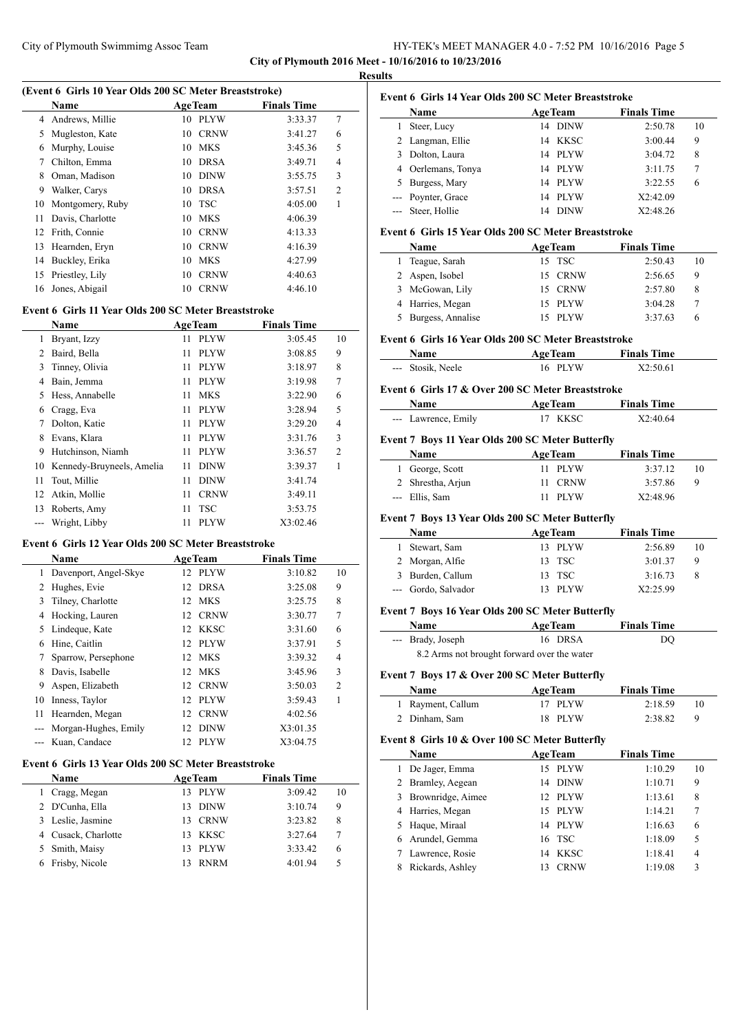**City of Plymouth 2016 Meet - 10/16/2016 to 10/23/2016**

**Results**

### (Event 6 Girls 10 Year Olds 200 SC Meter Breaststroke)

| | Name | Age | Team | Finals Time | |
|---|---|---|---|---|---|
| 4 | Andrews, Millie | 10 | PLYW | 3:33.37 | 7 |
| 5 | Mugleston, Kate | 10 | CRNW | 3:41.27 | 6 |
| 6 | Murphy, Louise | 10 | MKS | 3:45.36 | 5 |
| 7 | Chilton, Emma | 10 | DRSA | 3:49.71 | 4 |
| 8 | Oman, Madison | 10 | DINW | 3:55.75 | 3 |
| 9 | Walker, Carys | 10 | DRSA | 3:57.51 | 2 |
| 10 | Montgomery, Ruby | 10 | TSC | 4:05.00 | 1 |
| 11 | Davis, Charlotte | 10 | MKS | 4:06.39 | |
| 12 | Frith, Connie | 10 | CRNW | 4:13.33 | |
| 13 | Hearnden, Eryn | 10 | CRNW | 4:16.39 | |
| 14 | Buckley, Erika | 10 | MKS | 4:27.99 | |
| 15 | Priestley, Lily | 10 | CRNW | 4:40.63 | |
| 16 | Jones, Abigail | 10 | CRNW | 4:46.10 | |

### Event 6 Girls 11 Year Olds 200 SC Meter Breaststroke

| | Name | Age | Team | Finals Time | |
|---|---|---|---|---|---|
| 1 | Bryant, Izzy | 11 | PLYW | 3:05.45 | 10 |
| 2 | Baird, Bella | 11 | PLYW | 3:08.85 | 9 |
| 3 | Tinney, Olivia | 11 | PLYW | 3:18.97 | 8 |
| 4 | Bain, Jemma | 11 | PLYW | 3:19.98 | 7 |
| 5 | Hess, Annabelle | 11 | MKS | 3:22.90 | 6 |
| 6 | Cragg, Eva | 11 | PLYW | 3:28.94 | 5 |
| 7 | Dolton, Katie | 11 | PLYW | 3:29.20 | 4 |
| 8 | Evans, Klara | 11 | PLYW | 3:31.76 | 3 |
| 9 | Hutchinson, Niamh | 11 | PLYW | 3:36.57 | 2 |
| 10 | Kennedy-Bruyneels, Amelia | 11 | DINW | 3:39.37 | 1 |
| 11 | Tout, Millie | 11 | DINW | 3:41.74 | |
| 12 | Atkin, Mollie | 11 | CRNW | 3:49.11 | |
| 13 | Roberts, Amy | 11 | TSC | 3:53.75 | |
| --- | Wright, Libby | 11 | PLYW | X3:02.46 | |

### Event 6 Girls 12 Year Olds 200 SC Meter Breaststroke

| | Name | Age | Team | Finals Time | |
|---|---|---|---|---|---|
| 1 | Davenport, Angel-Skye | 12 | PLYW | 3:10.82 | 10 |
| 2 | Hughes, Evie | 12 | DRSA | 3:25.08 | 9 |
| 3 | Tilney, Charlotte | 12 | MKS | 3:25.75 | 8 |
| 4 | Hocking, Lauren | 12 | CRNW | 3:30.77 | 7 |
| 5 | Lindeque, Kate | 12 | KKSC | 3:31.60 | 6 |
| 6 | Hine, Caitlin | 12 | PLYW | 3:37.91 | 5 |
| 7 | Sparrow, Persephone | 12 | MKS | 3:39.32 | 4 |
| 8 | Davis, Isabelle | 12 | MKS | 3:45.96 | 3 |
| 9 | Aspen, Elizabeth | 12 | CRNW | 3:50.03 | 2 |
| 10 | Inness, Taylor | 12 | PLYW | 3:59.43 | 1 |
| 11 | Hearnden, Megan | 12 | CRNW | 4:02.56 | |
| --- | Morgan-Hughes, Emily | 12 | DINW | X3:01.35 | |
| --- | Kuan, Candace | 12 | PLYW | X3:04.75 | |

### Event 6 Girls 13 Year Olds 200 SC Meter Breaststroke

| | Name | Age | Team | Finals Time | |
|---|---|---|---|---|---|
| 1 | Cragg, Megan | 13 | PLYW | 3:09.42 | 10 |
| 2 | D'Cunha, Ella | 13 | DINW | 3:10.74 | 9 |
| 3 | Leslie, Jasmine | 13 | CRNW | 3:23.82 | 8 |
| 4 | Cusack, Charlotte | 13 | KKSC | 3:27.64 | 7 |
| 5 | Smith, Maisy | 13 | PLYW | 3:33.42 | 6 |
| 6 | Frisby, Nicole | 13 | RNRM | 4:01.94 | 5 |

### Event 6 Girls 14 Year Olds 200 SC Meter Breaststroke

| | Name | Age | Team | Finals Time | |
|---|---|---|---|---|---|
| 1 | Steer, Lucy | 14 | DINW | 2:50.78 | 10 |
| 2 | Langman, Ellie | 14 | KKSC | 3:00.44 | 9 |
| 3 | Dolton, Laura | 14 | PLYW | 3:04.72 | 8 |
| 4 | Oerlemans, Tonya | 14 | PLYW | 3:11.75 | 7 |
| 5 | Burgess, Mary | 14 | PLYW | 3:22.55 | 6 |
| --- | Poynter, Grace | 14 | PLYW | X2:42.09 | |
| --- | Steer, Hollie | 14 | DINW | X2:48.26 | |

### Event 6 Girls 15 Year Olds 200 SC Meter Breaststroke

| | Name | Age | Team | Finals Time | |
|---|---|---|---|---|---|
| 1 | Teague, Sarah | 15 | TSC | 2:50.43 | 10 |
| 2 | Aspen, Isobel | 15 | CRNW | 2:56.65 | 9 |
| 3 | McGowan, Lily | 15 | CRNW | 2:57.80 | 8 |
| 4 | Harries, Megan | 15 | PLYW | 3:04.28 | 7 |
| 5 | Burgess, Annalise | 15 | PLYW | 3:37.63 | 6 |

### Event 6 Girls 16 Year Olds 200 SC Meter Breaststroke

| | Name | Age | Team | Finals Time |
|---|---|---|---|---|
| --- | Stosik, Neele | 16 | PLYW | X2:50.61 |

### Event 6 Girls 17 & Over 200 SC Meter Breaststroke

| | Name | Age | Team | Finals Time |
|---|---|---|---|---|
| --- | Lawrence, Emily | 17 | KKSC | X2:40.64 |

### Event 7 Boys 11 Year Olds 200 SC Meter Butterfly

| | Name | Age | Team | Finals Time | |
|---|---|---|---|---|---|
| 1 | George, Scott | 11 | PLYW | 3:37.12 | 10 |
| 2 | Shrestha, Arjun | 11 | CRNW | 3:57.86 | 9 |
| --- | Ellis, Sam | 11 | PLYW | X2:48.96 | |

### Event 7 Boys 13 Year Olds 200 SC Meter Butterfly

| | Name | Age | Team | Finals Time | |
|---|---|---|---|---|---|
| 1 | Stewart, Sam | 13 | PLYW | 2:56.89 | 10 |
| 2 | Morgan, Alfie | 13 | TSC | 3:01.37 | 9 |
| 3 | Burden, Callum | 13 | TSC | 3:16.73 | 8 |
| --- | Gordo, Salvador | 13 | PLYW | X2:25.99 | |

### Event 7 Boys 16 Year Olds 200 SC Meter Butterfly

| | Name | Age | Team | Finals Time |
|---|---|---|---|---|
| --- | Brady, Joseph | 16 | DRSA | DQ |

8.2 Arms not brought forward over the water

### Event 7 Boys 17 & Over 200 SC Meter Butterfly

| | Name | Age | Team | Finals Time | |
|---|---|---|---|---|---|
| 1 | Rayment, Callum | 17 | PLYW | 2:18.59 | 10 |
| 2 | Dinham, Sam | 18 | PLYW | 2:38.82 | 9 |

### Event 8 Girls 10 & Over 100 SC Meter Butterfly

| | Name | Age | Team | Finals Time | |
|---|---|---|---|---|---|
| 1 | De Jager, Emma | 15 | PLYW | 1:10.29 | 10 |
| 2 | Bramley, Aegean | 14 | DINW | 1:10.71 | 9 |
| 3 | Brownridge, Aimee | 12 | PLYW | 1:13.61 | 8 |
| 4 | Harries, Megan | 15 | PLYW | 1:14.21 | 7 |
| 5 | Haque, Miraal | 14 | PLYW | 1:16.63 | 6 |
| 6 | Arundel, Gemma | 16 | TSC | 1:18.09 | 5 |
| 7 | Lawrence, Rosie | 14 | KKSC | 1:18.41 | 4 |
| 8 | Rickards, Ashley | 13 | CRNW | 1:19.08 | 3 |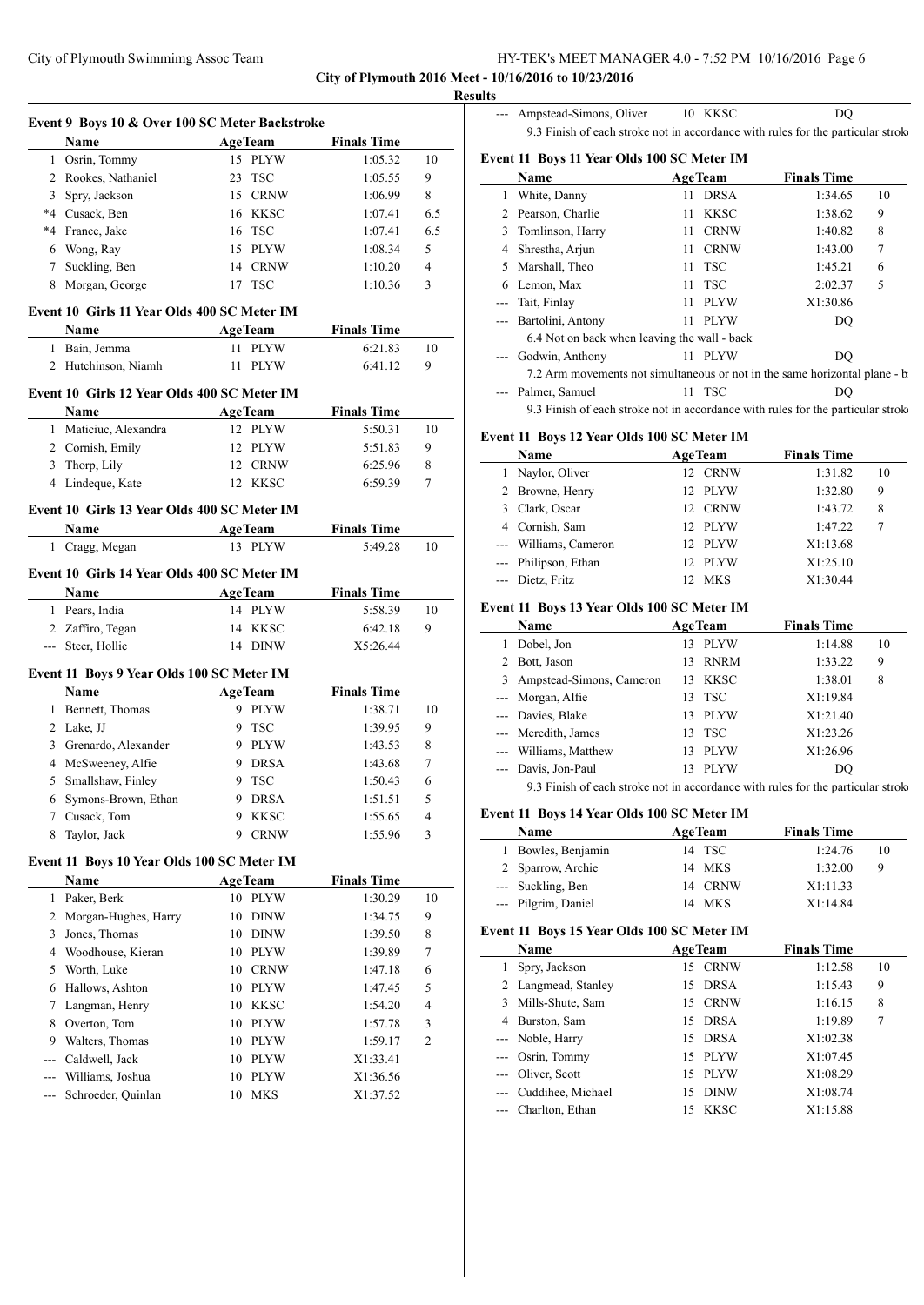**City of Plymouth 2016 Meet - 10/16/2016 to 10/23/2016**

**Results**

### Event 9 Boys 10 & Over 100 SC Meter Backstroke

| | Name | Age | Team | Finals Time | |
|---|---|---|---|---|---|
| 1 | Osrin, Tommy | 15 | PLYW | 1:05.32 | 10 |
| 2 | Rookes, Nathaniel | 23 | TSC | 1:05.55 | 9 |
| 3 | Spry, Jackson | 15 | CRNW | 1:06.99 | 8 |
| *4 | Cusack, Ben | 16 | KKSC | 1:07.41 | 6.5 |
| *4 | France, Jake | 16 | TSC | 1:07.41 | 6.5 |
| 6 | Wong, Ray | 15 | PLYW | 1:08.34 | 5 |
| 7 | Suckling, Ben | 14 | CRNW | 1:10.20 | 4 |
| 8 | Morgan, George | 17 | TSC | 1:10.36 | 3 |

### Event 10 Girls 11 Year Olds 400 SC Meter IM

| | Name | Age | Team | Finals Time | |
|---|---|---|---|---|---|
| 1 | Bain, Jemma | 11 | PLYW | 6:21.83 | 10 |
| 2 | Hutchinson, Niamh | 11 | PLYW | 6:41.12 | 9 |

### Event 10 Girls 12 Year Olds 400 SC Meter IM

| | Name | Age | Team | Finals Time | |
|---|---|---|---|---|---|
| 1 | Maticiuc, Alexandra | 12 | PLYW | 5:50.31 | 10 |
| 2 | Cornish, Emily | 12 | PLYW | 5:51.83 | 9 |
| 3 | Thorp, Lily | 12 | CRNW | 6:25.96 | 8 |
| 4 | Lindeque, Kate | 12 | KKSC | 6:59.39 | 7 |

### Event 10 Girls 13 Year Olds 400 SC Meter IM

| | Name | Age | Team | Finals Time | |
|---|---|---|---|---|---|
| 1 | Cragg, Megan | 13 | PLYW | 5:49.28 | 10 |

### Event 10 Girls 14 Year Olds 400 SC Meter IM

| | Name | Age | Team | Finals Time | |
|---|---|---|---|---|---|
| 1 | Pears, India | 14 | PLYW | 5:58.39 | 10 |
| 2 | Zaffiro, Tegan | 14 | KKSC | 6:42.18 | 9 |
| --- | Steer, Hollie | 14 | DINW | X5:26.44 | |

### Event 11 Boys 9 Year Olds 100 SC Meter IM

| | Name | Age | Team | Finals Time | |
|---|---|---|---|---|---|
| 1 | Bennett, Thomas | 9 | PLYW | 1:38.71 | 10 |
| 2 | Lake, JJ | 9 | TSC | 1:39.95 | 9 |
| 3 | Grenardo, Alexander | 9 | PLYW | 1:43.53 | 8 |
| 4 | McSweeney, Alfie | 9 | DRSA | 1:43.68 | 7 |
| 5 | Smallshaw, Finley | 9 | TSC | 1:50.43 | 6 |
| 6 | Symons-Brown, Ethan | 9 | DRSA | 1:51.51 | 5 |
| 7 | Cusack, Tom | 9 | KKSC | 1:55.65 | 4 |
| 8 | Taylor, Jack | 9 | CRNW | 1:55.96 | 3 |

### Event 11 Boys 10 Year Olds 100 SC Meter IM

| | Name | Age | Team | Finals Time | |
|---|---|---|---|---|---|
| 1 | Paker, Berk | 10 | PLYW | 1:30.29 | 10 |
| 2 | Morgan-Hughes, Harry | 10 | DINW | 1:34.75 | 9 |
| 3 | Jones, Thomas | 10 | DINW | 1:39.50 | 8 |
| 4 | Woodhouse, Kieran | 10 | PLYW | 1:39.89 | 7 |
| 5 | Worth, Luke | 10 | CRNW | 1:47.18 | 6 |
| 6 | Hallows, Ashton | 10 | PLYW | 1:47.45 | 5 |
| 7 | Langman, Henry | 10 | KKSC | 1:54.20 | 4 |
| 8 | Overton, Tom | 10 | PLYW | 1:57.78 | 3 |
| 9 | Walters, Thomas | 10 | PLYW | 1:59.17 | 2 |
| --- | Caldwell, Jack | 10 | PLYW | X1:33.41 | |
| --- | Williams, Joshua | 10 | PLYW | X1:36.56 | |
| --- | Schroeder, Quinlan | 10 | MKS | X1:37.52 | |
| --- | Ampstead-Simons, Oliver | 10 | KKSC | DQ | |

9.3 Finish of each stroke not in accordance with rules for the particular strok

### Event 11 Boys 11 Year Olds 100 SC Meter IM

| | Name | Age | Team | Finals Time | |
|---|---|---|---|---|---|
| 1 | White, Danny | 11 | DRSA | 1:34.65 | 10 |
| 2 | Pearson, Charlie | 11 | KKSC | 1:38.62 | 9 |
| 3 | Tomlinson, Harry | 11 | CRNW | 1:40.82 | 8 |
| 4 | Shrestha, Arjun | 11 | CRNW | 1:43.00 | 7 |
| 5 | Marshall, Theo | 11 | TSC | 1:45.21 | 6 |
| 6 | Lemon, Max | 11 | TSC | 2:02.37 | 5 |
| --- | Tait, Finlay | 11 | PLYW | X1:30.86 | |
| --- | Bartolini, Antony | 11 | PLYW | DQ | |
| | 6.4 Not on back when leaving the wall - back | | | | |
| --- | Godwin, Anthony | 11 | PLYW | DQ | |
| | 7.2 Arm movements not simultaneous or not in the same horizontal plane - b | | | | |
| --- | Palmer, Samuel | 11 | TSC | DQ | |
| | 9.3 Finish of each stroke not in accordance with rules for the particular strok | | | | |

### Event 11 Boys 12 Year Olds 100 SC Meter IM

| | Name | Age | Team | Finals Time | |
|---|---|---|---|---|---|
| 1 | Naylor, Oliver | 12 | CRNW | 1:31.82 | 10 |
| 2 | Browne, Henry | 12 | PLYW | 1:32.80 | 9 |
| 3 | Clark, Oscar | 12 | CRNW | 1:43.72 | 8 |
| 4 | Cornish, Sam | 12 | PLYW | 1:47.22 | 7 |
| --- | Williams, Cameron | 12 | PLYW | X1:13.68 | |
| --- | Philipson, Ethan | 12 | PLYW | X1:25.10 | |
| --- | Dietz, Fritz | 12 | MKS | X1:30.44 | |

### Event 11 Boys 13 Year Olds 100 SC Meter IM

| | Name | Age | Team | Finals Time | |
|---|---|---|---|---|---|
| 1 | Dobel, Jon | 13 | PLYW | 1:14.88 | 10 |
| 2 | Bott, Jason | 13 | RNRM | 1:33.22 | 9 |
| 3 | Ampstead-Simons, Cameron | 13 | KKSC | 1:38.01 | 8 |
| --- | Morgan, Alfie | 13 | TSC | X1:19.84 | |
| --- | Davies, Blake | 13 | PLYW | X1:21.40 | |
| --- | Meredith, James | 13 | TSC | X1:23.26 | |
| --- | Williams, Matthew | 13 | PLYW | X1:26.96 | |
| --- | Davis, Jon-Paul | 13 | PLYW | DQ | |
| | 9.3 Finish of each stroke not in accordance with rules for the particular strok | | | | |

### Event 11 Boys 14 Year Olds 100 SC Meter IM

| | Name | Age | Team | Finals Time | |
|---|---|---|---|---|---|
| 1 | Bowles, Benjamin | 14 | TSC | 1:24.76 | 10 |
| 2 | Sparrow, Archie | 14 | MKS | 1:32.00 | 9 |
| --- | Suckling, Ben | 14 | CRNW | X1:11.33 | |
| --- | Pilgrim, Daniel | 14 | MKS | X1:14.84 | |

### Event 11 Boys 15 Year Olds 100 SC Meter IM

| | Name | Age | Team | Finals Time | |
|---|---|---|---|---|---|
| 1 | Spry, Jackson | 15 | CRNW | 1:12.58 | 10 |
| 2 | Langmead, Stanley | 15 | DRSA | 1:15.43 | 9 |
| 3 | Mills-Shute, Sam | 15 | CRNW | 1:16.15 | 8 |
| 4 | Burston, Sam | 15 | DRSA | 1:19.89 | 7 |
| --- | Noble, Harry | 15 | DRSA | X1:02.38 | |
| --- | Osrin, Tommy | 15 | PLYW | X1:07.45 | |
| --- | Oliver, Scott | 15 | PLYW | X1:08.29 | |
| --- | Cuddihee, Michael | 15 | DINW | X1:08.74 | |
| --- | Charlton, Ethan | 15 | KKSC | X1:15.88 | |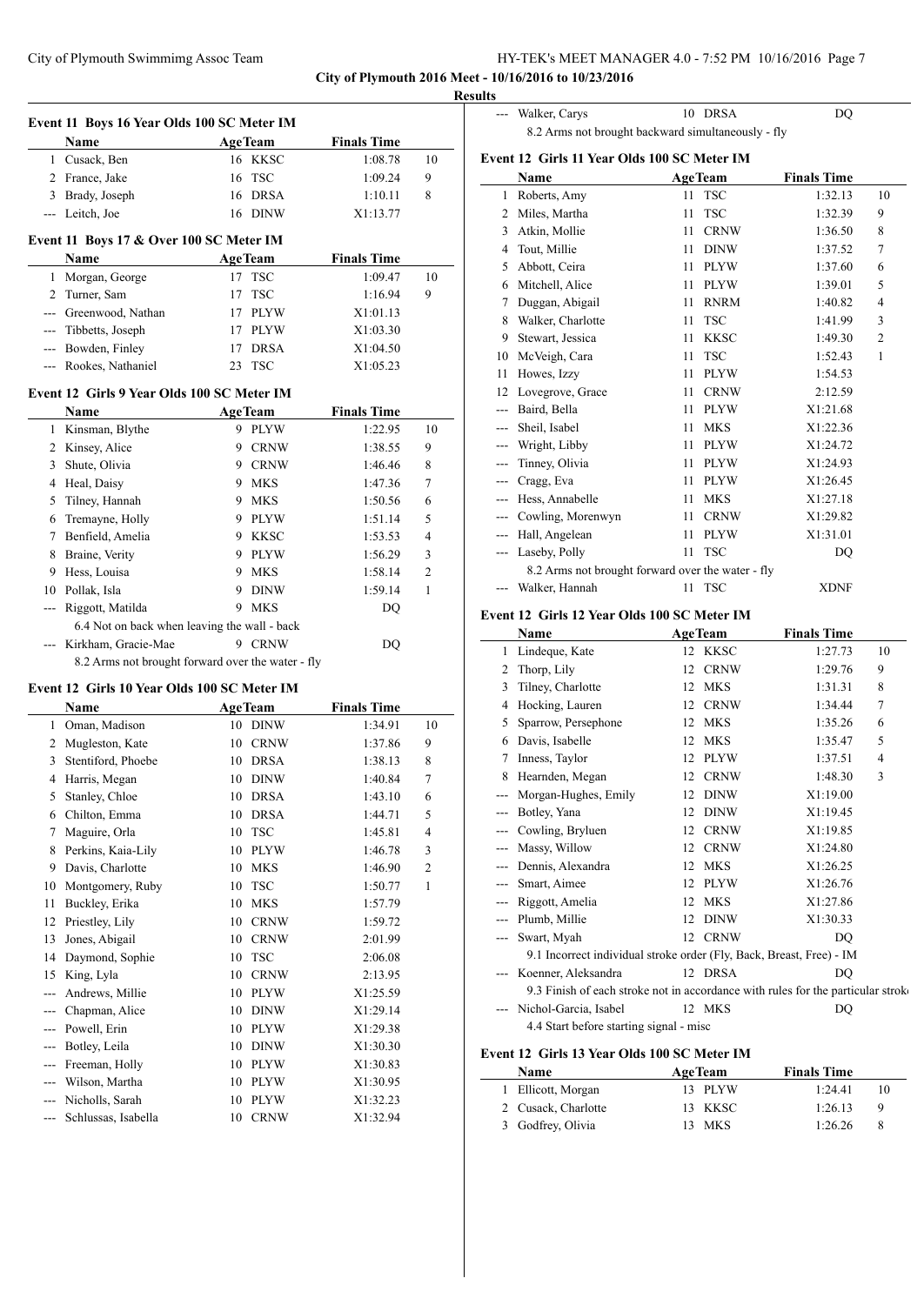City of Plymouth 2016 Meet - 10/16/2016 to 10/23/2016

**Results**

### Event 11 Boys 16 Year Olds 100 SC Meter IM

| | Name | Age | Team | Finals Time | |
|---|---|---|---|---|---|
| 1 | Cusack, Ben | 16 | KKSC | 1:08.78 | 10 |
| 2 | France, Jake | 16 | TSC | 1:09.24 | 9 |
| 3 | Brady, Joseph | 16 | DRSA | 1:10.11 | 8 |
| --- | Leitch, Joe | 16 | DINW | X1:13.77 | |

### Event 11 Boys 17 & Over 100 SC Meter IM

| | Name | Age | Team | Finals Time | |
|---|---|---|---|---|---|
| 1 | Morgan, George | 17 | TSC | 1:09.47 | 10 |
| 2 | Turner, Sam | 17 | TSC | 1:16.94 | 9 |
| --- | Greenwood, Nathan | 17 | PLYW | X1:01.13 | |
| --- | Tibbetts, Joseph | 17 | PLYW | X1:03.30 | |
| --- | Bowden, Finley | 17 | DRSA | X1:04.50 | |
| --- | Rookes, Nathaniel | 23 | TSC | X1:05.23 | |

### Event 12 Girls 9 Year Olds 100 SC Meter IM

| | Name | Age | Team | Finals Time | |
|---|---|---|---|---|---|
| 1 | Kinsman, Blythe | 9 | PLYW | 1:22.95 | 10 |
| 2 | Kinsey, Alice | 9 | CRNW | 1:38.55 | 9 |
| 3 | Shute, Olivia | 9 | CRNW | 1:46.46 | 8 |
| 4 | Heal, Daisy | 9 | MKS | 1:47.36 | 7 |
| 5 | Tilney, Hannah | 9 | MKS | 1:50.56 | 6 |
| 6 | Tremayne, Holly | 9 | PLYW | 1:51.14 | 5 |
| 7 | Benfield, Amelia | 9 | KKSC | 1:53.53 | 4 |
| 8 | Braine, Verity | 9 | PLYW | 1:56.29 | 3 |
| 9 | Hess, Louisa | 9 | MKS | 1:58.14 | 2 |
| 10 | Pollak, Isla | 9 | DINW | 1:59.14 | 1 |
| --- | Riggott, Matilda | 9 | MKS | DQ | |
| | 6.4 Not on back when leaving the wall - back | | | | |
| --- | Kirkham, Gracie-Mae | 9 | CRNW | DQ | |
| | 8.2 Arms not brought forward over the water - fly | | | | |

### Event 12 Girls 10 Year Olds 100 SC Meter IM

| | Name | Age | Team | Finals Time | |
|---|---|---|---|---|---|
| 1 | Oman, Madison | 10 | DINW | 1:34.91 | 10 |
| 2 | Mugleston, Kate | 10 | CRNW | 1:37.86 | 9 |
| 3 | Stentiford, Phoebe | 10 | DRSA | 1:38.13 | 8 |
| 4 | Harris, Megan | 10 | DINW | 1:40.84 | 7 |
| 5 | Stanley, Chloe | 10 | DRSA | 1:43.10 | 6 |
| 6 | Chilton, Emma | 10 | DRSA | 1:44.71 | 5 |
| 7 | Maguire, Orla | 10 | TSC | 1:45.81 | 4 |
| 8 | Perkins, Kaia-Lily | 10 | PLYW | 1:46.78 | 3 |
| 9 | Davis, Charlotte | 10 | MKS | 1:46.90 | 2 |
| 10 | Montgomery, Ruby | 10 | TSC | 1:50.77 | 1 |
| 11 | Buckley, Erika | 10 | MKS | 1:57.79 | |
| 12 | Priestley, Lily | 10 | CRNW | 1:59.72 | |
| 13 | Jones, Abigail | 10 | CRNW | 2:01.99 | |
| 14 | Daymond, Sophie | 10 | TSC | 2:06.08 | |
| 15 | King, Lyla | 10 | CRNW | 2:13.95 | |
| --- | Andrews, Millie | 10 | PLYW | X1:25.59 | |
| --- | Chapman, Alice | 10 | DINW | X1:29.14 | |
| --- | Powell, Erin | 10 | PLYW | X1:29.38 | |
| --- | Botley, Leila | 10 | DINW | X1:30.30 | |
| --- | Freeman, Holly | 10 | PLYW | X1:30.83 | |
| --- | Wilson, Martha | 10 | PLYW | X1:30.95 | |
| --- | Nicholls, Sarah | 10 | PLYW | X1:32.23 | |
| --- | Schlussas, Isabella | 10 | CRNW | X1:32.94 | |
| --- | Walker, Carys | 10 | DRSA | DQ | |
| | 8.2 Arms not brought backward simultaneously - fly | | | | |

### Event 12 Girls 11 Year Olds 100 SC Meter IM

| | Name | Age | Team | Finals Time | |
|---|---|---|---|---|---|
| 1 | Roberts, Amy | 11 | TSC | 1:32.13 | 10 |
| 2 | Miles, Martha | 11 | TSC | 1:32.39 | 9 |
| 3 | Atkin, Mollie | 11 | CRNW | 1:36.50 | 8 |
| 4 | Tout, Millie | 11 | DINW | 1:37.52 | 7 |
| 5 | Abbott, Ceira | 11 | PLYW | 1:37.60 | 6 |
| 6 | Mitchell, Alice | 11 | PLYW | 1:39.01 | 5 |
| 7 | Duggan, Abigail | 11 | RNRM | 1:40.82 | 4 |
| 8 | Walker, Charlotte | 11 | TSC | 1:41.99 | 3 |
| 9 | Stewart, Jessica | 11 | KKSC | 1:49.30 | 2 |
| 10 | McVeigh, Cara | 11 | TSC | 1:52.43 | 1 |
| 11 | Howes, Izzy | 11 | PLYW | 1:54.53 | |
| 12 | Lovegrove, Grace | 11 | CRNW | 2:12.59 | |
| --- | Baird, Bella | 11 | PLYW | X1:21.68 | |
| --- | Sheil, Isabel | 11 | MKS | X1:22.36 | |
| --- | Wright, Libby | 11 | PLYW | X1:24.72 | |
| --- | Tinney, Olivia | 11 | PLYW | X1:24.93 | |
| --- | Cragg, Eva | 11 | PLYW | X1:26.45 | |
| --- | Hess, Annabelle | 11 | MKS | X1:27.18 | |
| --- | Cowling, Morenwyn | 11 | CRNW | X1:29.82 | |
| --- | Hall, Angelean | 11 | PLYW | X1:31.01 | |
| --- | Laseby, Polly | 11 | TSC | DQ | |
| | 8.2 Arms not brought forward over the water - fly | | | | |
| --- | Walker, Hannah | 11 | TSC | XDNF | |

### Event 12 Girls 12 Year Olds 100 SC Meter IM

| | Name | Age | Team | Finals Time | |
|---|---|---|---|---|---|
| 1 | Lindeque, Kate | 12 | KKSC | 1:27.73 | 10 |
| 2 | Thorp, Lily | 12 | CRNW | 1:29.76 | 9 |
| 3 | Tilney, Charlotte | 12 | MKS | 1:31.31 | 8 |
| 4 | Hocking, Lauren | 12 | CRNW | 1:34.44 | 7 |
| 5 | Sparrow, Persephone | 12 | MKS | 1:35.26 | 6 |
| 6 | Davis, Isabelle | 12 | MKS | 1:35.47 | 5 |
| 7 | Inness, Taylor | 12 | PLYW | 1:37.51 | 4 |
| 8 | Hearnden, Megan | 12 | CRNW | 1:48.30 | 3 |
| --- | Morgan-Hughes, Emily | 12 | DINW | X1:19.00 | |
| --- | Botley, Yana | 12 | DINW | X1:19.45 | |
| --- | Cowling, Bryluen | 12 | CRNW | X1:19.85 | |
| --- | Massy, Willow | 12 | CRNW | X1:24.80 | |
| --- | Dennis, Alexandra | 12 | MKS | X1:26.25 | |
| --- | Smart, Aimee | 12 | PLYW | X1:26.76 | |
| --- | Riggott, Amelia | 12 | MKS | X1:27.86 | |
| --- | Plumb, Millie | 12 | DINW | X1:30.33 | |
| --- | Swart, Myah | 12 | CRNW | DQ | |
| | 9.1 Incorrect individual stroke order (Fly, Back, Breast, Free) - IM | | | | |
| --- | Koenner, Aleksandra | 12 | DRSA | DQ | |
| | 9.3 Finish of each stroke not in accordance with rules for the particular strok | | | | |
| --- | Nichol-Garcia, Isabel | 12 | MKS | DQ | |
| | 4.4 Start before starting signal - misc | | | | |

### Event 12 Girls 13 Year Olds 100 SC Meter IM

| | Name | Age | Team | Finals Time | |
|---|---|---|---|---|---|
| 1 | Ellicott, Morgan | 13 | PLYW | 1:24.41 | 10 |
| 2 | Cusack, Charlotte | 13 | KKSC | 1:26.13 | 9 |
| 3 | Godfrey, Olivia | 13 | MKS | 1:26.26 | 8 |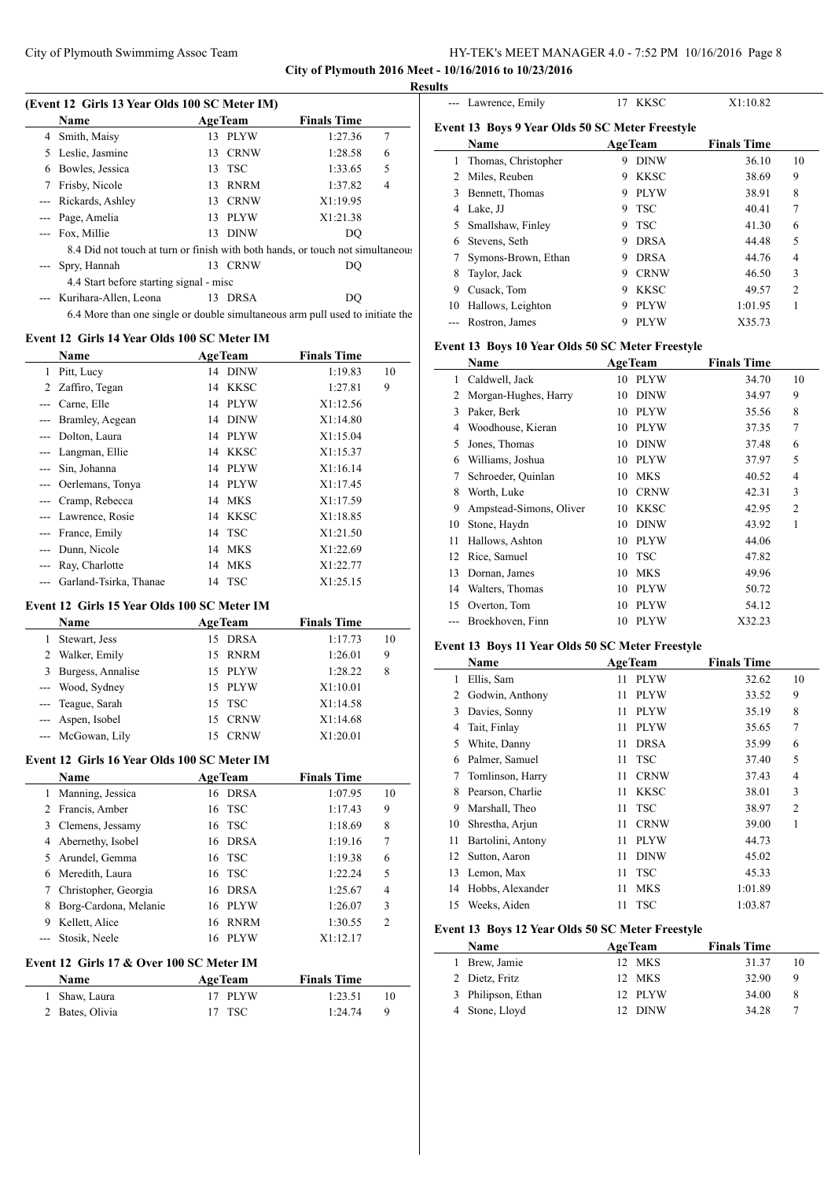City of Plymouth 2016 Meet - 10/16/2016 to 10/23/2016

Results

### (Event 12 Girls 13 Year Olds 100 SC Meter IM)

| | Name | Age | Team | Finals Time | |
|---|---|---|---|---|---|
| 4 | Smith, Maisy | 13 | PLYW | 1:27.36 | 7 |
| 5 | Leslie, Jasmine | 13 | CRNW | 1:28.58 | 6 |
| 6 | Bowles, Jessica | 13 | TSC | 1:33.65 | 5 |
| 7 | Frisby, Nicole | 13 | RNRM | 1:37.82 | 4 |
| --- | Rickards, Ashley | 13 | CRNW | X1:19.95 | |
| --- | Page, Amelia | 13 | PLYW | X1:21.38 | |
| --- | Fox, Millie | 13 | DINW | DQ | |
| | 8.4 Did not touch at turn or finish with both hands, or touch not simultaneous | | | | |
| --- | Spry, Hannah | 13 | CRNW | DQ | |
| | 4.4 Start before starting signal - misc | | | | |
| --- | Kurihara-Allen, Leona | 13 | DRSA | DQ | |
| | 6.4 More than one single or double simultaneous arm pull used to initiate the | | | | |

### Event 12 Girls 14 Year Olds 100 SC Meter IM

| | Name | Age | Team | Finals Time | |
|---|---|---|---|---|---|
| 1 | Pitt, Lucy | 14 | DINW | 1:19.83 | 10 |
| 2 | Zaffiro, Tegan | 14 | KKSC | 1:27.81 | 9 |
| --- | Carne, Elle | 14 | PLYW | X1:12.56 | |
| --- | Bramley, Aegean | 14 | DINW | X1:14.80 | |
| --- | Dolton, Laura | 14 | PLYW | X1:15.04 | |
| --- | Langman, Ellie | 14 | KKSC | X1:15.37 | |
| --- | Sin, Johanna | 14 | PLYW | X1:16.14 | |
| --- | Oerlemans, Tonya | 14 | PLYW | X1:17.45 | |
| --- | Cramp, Rebecca | 14 | MKS | X1:17.59 | |
| --- | Lawrence, Rosie | 14 | KKSC | X1:18.85 | |
| --- | France, Emily | 14 | TSC | X1:21.50 | |
| --- | Dunn, Nicole | 14 | MKS | X1:22.69 | |
| --- | Ray, Charlotte | 14 | MKS | X1:22.77 | |
| --- | Garland-Tsirka, Thanae | 14 | TSC | X1:25.15 | |

### Event 12 Girls 15 Year Olds 100 SC Meter IM

| | Name | Age | Team | Finals Time | |
|---|---|---|---|---|---|
| 1 | Stewart, Jess | 15 | DRSA | 1:17.73 | 10 |
| 2 | Walker, Emily | 15 | RNRM | 1:26.01 | 9 |
| 3 | Burgess, Annalise | 15 | PLYW | 1:28.22 | 8 |
| --- | Wood, Sydney | 15 | PLYW | X1:10.01 | |
| --- | Teague, Sarah | 15 | TSC | X1:14.58 | |
| --- | Aspen, Isobel | 15 | CRNW | X1:14.68 | |
| --- | McGowan, Lily | 15 | CRNW | X1:20.01 | |

### Event 12 Girls 16 Year Olds 100 SC Meter IM

| | Name | Age | Team | Finals Time | |
|---|---|---|---|---|---|
| 1 | Manning, Jessica | 16 | DRSA | 1:07.95 | 10 |
| 2 | Francis, Amber | 16 | TSC | 1:17.43 | 9 |
| 3 | Clemens, Jessamy | 16 | TSC | 1:18.69 | 8 |
| 4 | Abernethy, Isobel | 16 | DRSA | 1:19.16 | 7 |
| 5 | Arundel, Gemma | 16 | TSC | 1:19.38 | 6 |
| 6 | Meredith, Laura | 16 | TSC | 1:22.24 | 5 |
| 7 | Christopher, Georgia | 16 | DRSA | 1:25.67 | 4 |
| 8 | Borg-Cardona, Melanie | 16 | PLYW | 1:26.07 | 3 |
| 9 | Kellett, Alice | 16 | RNRM | 1:30.55 | 2 |
| --- | Stosik, Neele | 16 | PLYW | X1:12.17 | |

### Event 12 Girls 17 & Over 100 SC Meter IM

| | Name | Age | Team | Finals Time | |
|---|---|---|---|---|---|
| 1 | Shaw, Laura | 17 | PLYW | 1:23.51 | 10 |
| 2 | Bates, Olivia | 17 | TSC | 1:24.74 | 9 |
| --- | Lawrence, Emily | 17 | KKSC | X1:10.82 | |

### Event 13 Boys 9 Year Olds 50 SC Meter Freestyle

| | Name | Age | Team | Finals Time | |
|---|---|---|---|---|---|
| 1 | Thomas, Christopher | 9 | DINW | 36.10 | 10 |
| 2 | Miles, Reuben | 9 | KKSC | 38.69 | 9 |
| 3 | Bennett, Thomas | 9 | PLYW | 38.91 | 8 |
| 4 | Lake, JJ | 9 | TSC | 40.41 | 7 |
| 5 | Smallshaw, Finley | 9 | TSC | 41.30 | 6 |
| 6 | Stevens, Seth | 9 | DRSA | 44.48 | 5 |
| 7 | Symons-Brown, Ethan | 9 | DRSA | 44.76 | 4 |
| 8 | Taylor, Jack | 9 | CRNW | 46.50 | 3 |
| 9 | Cusack, Tom | 9 | KKSC | 49.57 | 2 |
| 10 | Hallows, Leighton | 9 | PLYW | 1:01.95 | 1 |
| --- | Rostron, James | 9 | PLYW | X35.73 | |

### Event 13 Boys 10 Year Olds 50 SC Meter Freestyle

| | Name | Age | Team | Finals Time | |
|---|---|---|---|---|---|
| 1 | Caldwell, Jack | 10 | PLYW | 34.70 | 10 |
| 2 | Morgan-Hughes, Harry | 10 | DINW | 34.97 | 9 |
| 3 | Paker, Berk | 10 | PLYW | 35.56 | 8 |
| 4 | Woodhouse, Kieran | 10 | PLYW | 37.35 | 7 |
| 5 | Jones, Thomas | 10 | DINW | 37.48 | 6 |
| 6 | Williams, Joshua | 10 | PLYW | 37.97 | 5 |
| 7 | Schroeder, Quinlan | 10 | MKS | 40.52 | 4 |
| 8 | Worth, Luke | 10 | CRNW | 42.31 | 3 |
| 9 | Ampstead-Simons, Oliver | 10 | KKSC | 42.95 | 2 |
| 10 | Stone, Haydn | 10 | DINW | 43.92 | 1 |
| 11 | Hallows, Ashton | 10 | PLYW | 44.06 | |
| 12 | Rice, Samuel | 10 | TSC | 47.82 | |
| 13 | Dornan, James | 10 | MKS | 49.96 | |
| 14 | Walters, Thomas | 10 | PLYW | 50.72 | |
| 15 | Overton, Tom | 10 | PLYW | 54.12 | |
| --- | Broekhoven, Finn | 10 | PLYW | X32.23 | |

### Event 13 Boys 11 Year Olds 50 SC Meter Freestyle

| | Name | Age | Team | Finals Time | |
|---|---|---|---|---|---|
| 1 | Ellis, Sam | 11 | PLYW | 32.62 | 10 |
| 2 | Godwin, Anthony | 11 | PLYW | 33.52 | 9 |
| 3 | Davies, Sonny | 11 | PLYW | 35.19 | 8 |
| 4 | Tait, Finlay | 11 | PLYW | 35.65 | 7 |
| 5 | White, Danny | 11 | DRSA | 35.99 | 6 |
| 6 | Palmer, Samuel | 11 | TSC | 37.40 | 5 |
| 7 | Tomlinson, Harry | 11 | CRNW | 37.43 | 4 |
| 8 | Pearson, Charlie | 11 | KKSC | 38.01 | 3 |
| 9 | Marshall, Theo | 11 | TSC | 38.97 | 2 |
| 10 | Shrestha, Arjun | 11 | CRNW | 39.00 | 1 |
| 11 | Bartolini, Antony | 11 | PLYW | 44.73 | |
| 12 | Sutton, Aaron | 11 | DINW | 45.02 | |
| 13 | Lemon, Max | 11 | TSC | 45.33 | |
| 14 | Hobbs, Alexander | 11 | MKS | 1:01.89 | |
| 15 | Weeks, Aiden | 11 | TSC | 1:03.87 | |

### Event 13 Boys 12 Year Olds 50 SC Meter Freestyle

| | Name | Age | Team | Finals Time | |
|---|---|---|---|---|---|
| 1 | Brew, Jamie | 12 | MKS | 31.37 | 10 |
| 2 | Dietz, Fritz | 12 | MKS | 32.90 | 9 |
| 3 | Philipson, Ethan | 12 | PLYW | 34.00 | 8 |
| 4 | Stone, Lloyd | 12 | DINW | 34.28 | 7 |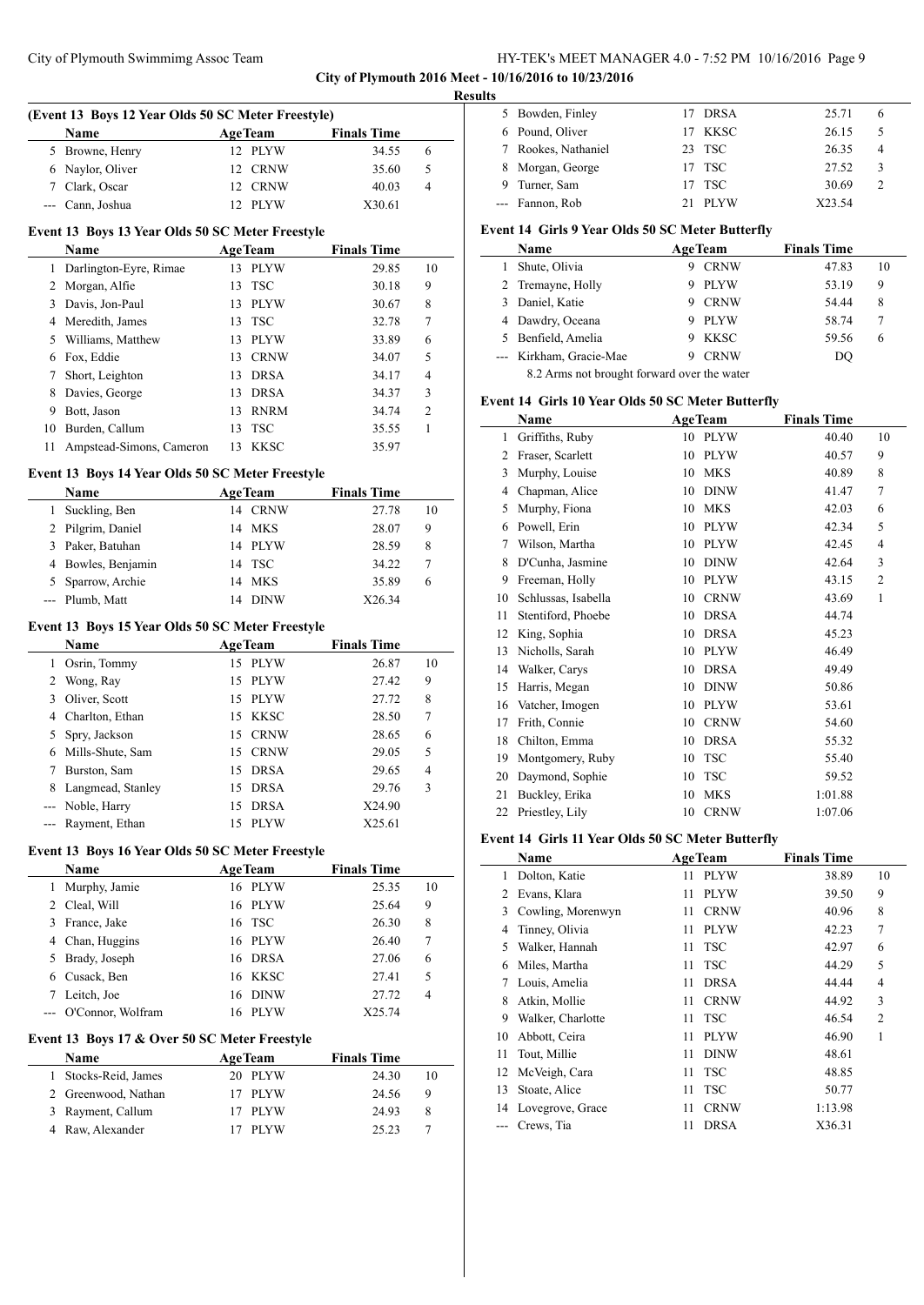**City of Plymouth 2016 Meet - 10/16/2016 to 10/23/2016**

**Results**

### (Event 13 Boys 12 Year Olds 50 SC Meter Freestyle)

| | Name | Age | Team | Finals Time | |
|---|---|---|---|---|---|
| 5 | Browne, Henry | 12 | PLYW | 34.55 | 6 |
| 6 | Naylor, Oliver | 12 | CRNW | 35.60 | 5 |
| 7 | Clark, Oscar | 12 | CRNW | 40.03 | 4 |
| --- | Cann, Joshua | 12 | PLYW | X30.61 | |

### Event 13 Boys 13 Year Olds 50 SC Meter Freestyle

| | Name | Age | Team | Finals Time | |
|---|---|---|---|---|---|
| 1 | Darlington-Eyre, Rimae | 13 | PLYW | 29.85 | 10 |
| 2 | Morgan, Alfie | 13 | TSC | 30.18 | 9 |
| 3 | Davis, Jon-Paul | 13 | PLYW | 30.67 | 8 |
| 4 | Meredith, James | 13 | TSC | 32.78 | 7 |
| 5 | Williams, Matthew | 13 | PLYW | 33.89 | 6 |
| 6 | Fox, Eddie | 13 | CRNW | 34.07 | 5 |
| 7 | Short, Leighton | 13 | DRSA | 34.17 | 4 |
| 8 | Davies, George | 13 | DRSA | 34.37 | 3 |
| 9 | Bott, Jason | 13 | RNRM | 34.74 | 2 |
| 10 | Burden, Callum | 13 | TSC | 35.55 | 1 |
| 11 | Ampstead-Simons, Cameron | 13 | KKSC | 35.97 | |

### Event 13 Boys 14 Year Olds 50 SC Meter Freestyle

| | Name | Age | Team | Finals Time | |
|---|---|---|---|---|---|
| 1 | Suckling, Ben | 14 | CRNW | 27.78 | 10 |
| 2 | Pilgrim, Daniel | 14 | MKS | 28.07 | 9 |
| 3 | Paker, Batuhan | 14 | PLYW | 28.59 | 8 |
| 4 | Bowles, Benjamin | 14 | TSC | 34.22 | 7 |
| 5 | Sparrow, Archie | 14 | MKS | 35.89 | 6 |
| --- | Plumb, Matt | 14 | DINW | X26.34 | |

### Event 13 Boys 15 Year Olds 50 SC Meter Freestyle

| | Name | Age | Team | Finals Time | |
|---|---|---|---|---|---|
| 1 | Osrin, Tommy | 15 | PLYW | 26.87 | 10 |
| 2 | Wong, Ray | 15 | PLYW | 27.42 | 9 |
| 3 | Oliver, Scott | 15 | PLYW | 27.72 | 8 |
| 4 | Charlton, Ethan | 15 | KKSC | 28.50 | 7 |
| 5 | Spry, Jackson | 15 | CRNW | 28.65 | 6 |
| 6 | Mills-Shute, Sam | 15 | CRNW | 29.05 | 5 |
| 7 | Burston, Sam | 15 | DRSA | 29.65 | 4 |
| 8 | Langmead, Stanley | 15 | DRSA | 29.76 | 3 |
| --- | Noble, Harry | 15 | DRSA | X24.90 | |
| --- | Rayment, Ethan | 15 | PLYW | X25.61 | |

### Event 13 Boys 16 Year Olds 50 SC Meter Freestyle

| | Name | Age | Team | Finals Time | |
|---|---|---|---|---|---|
| 1 | Murphy, Jamie | 16 | PLYW | 25.35 | 10 |
| 2 | Cleal, Will | 16 | PLYW | 25.64 | 9 |
| 3 | France, Jake | 16 | TSC | 26.30 | 8 |
| 4 | Chan, Huggins | 16 | PLYW | 26.40 | 7 |
| 5 | Brady, Joseph | 16 | DRSA | 27.06 | 6 |
| 6 | Cusack, Ben | 16 | KKSC | 27.41 | 5 |
| 7 | Leitch, Joe | 16 | DINW | 27.72 | 4 |
| --- | O'Connor, Wolfram | 16 | PLYW | X25.74 | |

### Event 13 Boys 17 & Over 50 SC Meter Freestyle

| | Name | Age | Team | Finals Time | |
|---|---|---|---|---|---|
| 1 | Stocks-Reid, James | 20 | PLYW | 24.30 | 10 |
| 2 | Greenwood, Nathan | 17 | PLYW | 24.56 | 9 |
| 3 | Rayment, Callum | 17 | PLYW | 24.93 | 8 |
| 4 | Raw, Alexander | 17 | PLYW | 25.23 | 7 |
| 5 | Bowden, Finley | 17 | DRSA | 25.71 | 6 |
| 6 | Pound, Oliver | 17 | KKSC | 26.15 | 5 |
| 7 | Rookes, Nathaniel | 23 | TSC | 26.35 | 4 |
| 8 | Morgan, George | 17 | TSC | 27.52 | 3 |
| 9 | Turner, Sam | 17 | TSC | 30.69 | 2 |
| --- | Fannon, Rob | 21 | PLYW | X23.54 | |

### Event 14 Girls 9 Year Olds 50 SC Meter Butterfly

| | Name | Age | Team | Finals Time | |
|---|---|---|---|---|---|
| 1 | Shute, Olivia | 9 | CRNW | 47.83 | 10 |
| 2 | Tremayne, Holly | 9 | PLYW | 53.19 | 9 |
| 3 | Daniel, Katie | 9 | CRNW | 54.44 | 8 |
| 4 | Dawdry, Oceana | 9 | PLYW | 58.74 | 7 |
| 5 | Benfield, Amelia | 9 | KKSC | 59.56 | 6 |
| --- | Kirkham, Gracie-Mae | 9 | CRNW | DQ | |
| | 8.2 Arms not brought forward over the water | | | | |

### Event 14 Girls 10 Year Olds 50 SC Meter Butterfly

| | Name | Age | Team | Finals Time | |
|---|---|---|---|---|---|
| 1 | Griffiths, Ruby | 10 | PLYW | 40.40 | 10 |
| 2 | Fraser, Scarlett | 10 | PLYW | 40.57 | 9 |
| 3 | Murphy, Louise | 10 | MKS | 40.89 | 8 |
| 4 | Chapman, Alice | 10 | DINW | 41.47 | 7 |
| 5 | Murphy, Fiona | 10 | MKS | 42.03 | 6 |
| 6 | Powell, Erin | 10 | PLYW | 42.34 | 5 |
| 7 | Wilson, Martha | 10 | PLYW | 42.45 | 4 |
| 8 | D'Cunha, Jasmine | 10 | DINW | 42.64 | 3 |
| 9 | Freeman, Holly | 10 | PLYW | 43.15 | 2 |
| 10 | Schlussas, Isabella | 10 | CRNW | 43.69 | 1 |
| 11 | Stentiford, Phoebe | 10 | DRSA | 44.74 | |
| 12 | King, Sophia | 10 | DRSA | 45.23 | |
| 13 | Nicholls, Sarah | 10 | PLYW | 46.49 | |
| 14 | Walker, Carys | 10 | DRSA | 49.49 | |
| 15 | Harris, Megan | 10 | DINW | 50.86 | |
| 16 | Vatcher, Imogen | 10 | PLYW | 53.61 | |
| 17 | Frith, Connie | 10 | CRNW | 54.60 | |
| 18 | Chilton, Emma | 10 | DRSA | 55.32 | |
| 19 | Montgomery, Ruby | 10 | TSC | 55.40 | |
| 20 | Daymond, Sophie | 10 | TSC | 59.52 | |
| 21 | Buckley, Erika | 10 | MKS | 1:01.88 | |
| 22 | Priestley, Lily | 10 | CRNW | 1:07.06 | |

### Event 14 Girls 11 Year Olds 50 SC Meter Butterfly

| | Name | Age | Team | Finals Time | |
|---|---|---|---|---|---|
| 1 | Dolton, Katie | 11 | PLYW | 38.89 | 10 |
| 2 | Evans, Klara | 11 | PLYW | 39.50 | 9 |
| 3 | Cowling, Morenwyn | 11 | CRNW | 40.96 | 8 |
| 4 | Tinney, Olivia | 11 | PLYW | 42.23 | 7 |
| 5 | Walker, Hannah | 11 | TSC | 42.97 | 6 |
| 6 | Miles, Martha | 11 | TSC | 44.29 | 5 |
| 7 | Louis, Amelia | 11 | DRSA | 44.44 | 4 |
| 8 | Atkin, Mollie | 11 | CRNW | 44.92 | 3 |
| 9 | Walker, Charlotte | 11 | TSC | 46.54 | 2 |
| 10 | Abbott, Ceira | 11 | PLYW | 46.90 | 1 |
| 11 | Tout, Millie | 11 | DINW | 48.61 | |
| 12 | McVeigh, Cara | 11 | TSC | 48.85 | |
| 13 | Stoate, Alice | 11 | TSC | 50.77 | |
| 14 | Lovegrove, Grace | 11 | CRNW | 1:13.98 | |
| --- | Crews, Tia | 11 | DRSA | X36.31 | |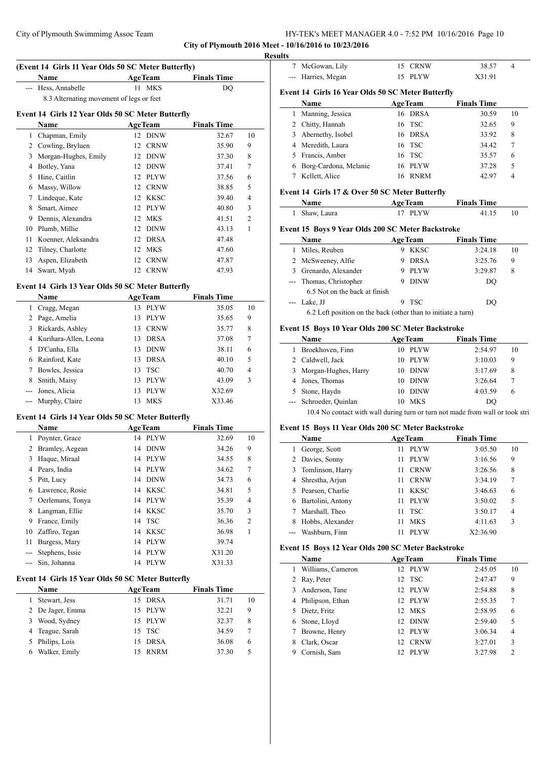## Results

### (Event 14 Girls 11 Year Olds 50 SC Meter Butterfly)

| | Name | Age | Team | Finals Time | |
|---|---|---|---|---|---|
| --- | Hess, Annabelle | 11 | MKS | DQ | |
| | 8.3 Alternating movement of legs or feet | | | | |

### Event 14 Girls 12 Year Olds 50 SC Meter Butterfly

| | Name | Age | Team | Finals Time | |
|---|---|---|---|---|---|
| 1 | Chapman, Emily | 12 | DINW | 32.67 | 10 |
| 2 | Cowling, Bryluen | 12 | CRNW | 35.90 | 9 |
| 3 | Morgan-Hughes, Emily | 12 | DINW | 37.30 | 8 |
| 4 | Botley, Yana | 12 | DINW | 37.41 | 7 |
| 5 | Hine, Caitlin | 12 | PLYW | 37.56 | 6 |
| 6 | Massy, Willow | 12 | CRNW | 38.85 | 5 |
| 7 | Lindeque, Kate | 12 | KKSC | 39.40 | 4 |
| 8 | Smart, Aimee | 12 | PLYW | 40.80 | 3 |
| 9 | Dennis, Alexandra | 12 | MKS | 41.51 | 2 |
| 10 | Plumb, Millie | 12 | DINW | 43.13 | 1 |
| 11 | Koenner, Aleksandra | 12 | DRSA | 47.48 | |
| 12 | Tilney, Charlotte | 12 | MKS | 47.60 | |
| 13 | Aspen, Elizabeth | 12 | CRNW | 47.87 | |
| 14 | Swart, Myah | 12 | CRNW | 47.93 | |

### Event 14 Girls 13 Year Olds 50 SC Meter Butterfly

| | Name | Age | Team | Finals Time | |
|---|---|---|---|---|---|
| 1 | Cragg, Megan | 13 | PLYW | 35.05 | 10 |
| 2 | Page, Amelia | 13 | PLYW | 35.65 | 9 |
| 3 | Rickards, Ashley | 13 | CRNW | 35.77 | 8 |
| 4 | Kurihara-Allen, Leona | 13 | DRSA | 37.08 | 7 |
| 5 | D'Cunha, Ella | 13 | DINW | 38.11 | 6 |
| 6 | Rainford, Kate | 13 | DRSA | 40.10 | 5 |
| 7 | Bowles, Jessica | 13 | TSC | 40.70 | 4 |
| 8 | Smith, Maisy | 13 | PLYW | 43.09 | 3 |
| --- | Jones, Alicia | 13 | PLYW | X32.69 | |
| --- | Murphy, Claire | 13 | MKS | X33.46 | |

### Event 14 Girls 14 Year Olds 50 SC Meter Butterfly

| | Name | Age | Team | Finals Time | |
|---|---|---|---|---|---|
| 1 | Poynter, Grace | 14 | PLYW | 32.69 | 10 |
| 2 | Bramley, Aegean | 14 | DINW | 34.26 | 9 |
| 3 | Haque, Miraal | 14 | PLYW | 34.55 | 8 |
| 4 | Pears, India | 14 | PLYW | 34.62 | 7 |
| 5 | Pitt, Lucy | 14 | DINW | 34.73 | 6 |
| 6 | Lawrence, Rosie | 14 | KKSC | 34.81 | 5 |
| 7 | Oerlemans, Tonya | 14 | PLYW | 35.39 | 4 |
| 8 | Langman, Ellie | 14 | KKSC | 35.70 | 3 |
| 9 | France, Emily | 14 | TSC | 36.36 | 2 |
| 10 | Zaffiro, Tegan | 14 | KKSC | 36.98 | 1 |
| 11 | Burgess, Mary | 14 | PLYW | 39.74 | |
| --- | Stephens, Issie | 14 | PLYW | X31.20 | |
| --- | Sin, Johanna | 14 | PLYW | X31.33 | |

### Event 14 Girls 15 Year Olds 50 SC Meter Butterfly

| | Name | Age | Team | Finals Time | |
|---|---|---|---|---|---|
| 1 | Stewart, Jess | 15 | DRSA | 31.71 | 10 |
| 2 | De Jager, Emma | 15 | PLYW | 32.21 | 9 |
| 3 | Wood, Sydney | 15 | PLYW | 32.37 | 8 |
| 4 | Teague, Sarah | 15 | TSC | 34.59 | 7 |
| 5 | Philips, Lois | 15 | DRSA | 36.08 | 6 |
| 6 | Walker, Emily | 15 | RNRM | 37.30 | 5 |
| 7 | McGowan, Lily | 15 | CRNW | 38.57 | 4 |
| --- | Harries, Megan | 15 | PLYW | X31.91 | |

### Event 14 Girls 16 Year Olds 50 SC Meter Butterfly

| | Name | Age | Team | Finals Time | |
|---|---|---|---|---|---|
| 1 | Manning, Jessica | 16 | DRSA | 30.59 | 10 |
| 2 | Chitty, Hannah | 16 | TSC | 32.65 | 9 |
| 3 | Abernethy, Isobel | 16 | DRSA | 33.92 | 8 |
| 4 | Meredith, Laura | 16 | TSC | 34.42 | 7 |
| 5 | Francis, Amber | 16 | TSC | 35.57 | 6 |
| 6 | Borg-Cardona, Melanie | 16 | PLYW | 37.28 | 5 |
| 7 | Kellett, Alice | 16 | RNRM | 42.97 | 4 |

### Event 14 Girls 17 & Over 50 SC Meter Butterfly

| | Name | Age | Team | Finals Time | |
|---|---|---|---|---|---|
| 1 | Shaw, Laura | 17 | PLYW | 41.15 | 10 |

### Event 15 Boys 9 Year Olds 200 SC Meter Backstroke

| | Name | Age | Team | Finals Time | |
|---|---|---|---|---|---|
| 1 | Miles, Reuben | 9 | KKSC | 3:24.18 | 10 |
| 2 | McSweeney, Alfie | 9 | DRSA | 3:25.76 | 9 |
| 3 | Grenardo, Alexander | 9 | PLYW | 3:29.87 | 8 |
| --- | Thomas, Christopher | 9 | DINW | DQ | |
| | 6.5 Not on the back at finish | | | | |
| --- | Lake, JJ | 9 | TSC | DQ | |
| | 6.2 Left position on the back (other than to initiate a turn) | | | | |

### Event 15 Boys 10 Year Olds 200 SC Meter Backstroke

| | Name | Age | Team | Finals Time | |
|---|---|---|---|---|---|
| 1 | Broekhoven, Finn | 10 | PLYW | 2:54.97 | 10 |
| 2 | Caldwell, Jack | 10 | PLYW | 3:10.03 | 9 |
| 3 | Morgan-Hughes, Harry | 10 | DINW | 3:17.69 | 8 |
| 4 | Jones, Thomas | 10 | DINW | 3:26.64 | 7 |
| 5 | Stone, Haydn | 10 | DINW | 4:03.59 | 6 |
| --- | Schroeder, Quinlan | 10 | MKS | DQ | |
| | 10.4 No contact with wall during turn or turn not made from wall or took stri | | | | |

### Event 15 Boys 11 Year Olds 200 SC Meter Backstroke

| | Name | Age | Team | Finals Time | |
|---|---|---|---|---|---|
| 1 | George, Scott | 11 | PLYW | 3:05.50 | 10 |
| 2 | Davies, Sonny | 11 | PLYW | 3:16.56 | 9 |
| 3 | Tomlinson, Harry | 11 | CRNW | 3:26.56 | 8 |
| 4 | Shrestha, Arjun | 11 | CRNW | 3:34.19 | 7 |
| 5 | Pearson, Charlie | 11 | KKSC | 3:46.63 | 6 |
| 6 | Bartolini, Antony | 11 | PLYW | 3:50.02 | 5 |
| 7 | Marshall, Theo | 11 | TSC | 3:50.17 | 4 |
| 8 | Hobbs, Alexander | 11 | MKS | 4:11.63 | 3 |
| --- | Washburn, Finn | 11 | PLYW | X2:36.90 | |

### Event 15 Boys 12 Year Olds 200 SC Meter Backstroke

| | Name | Age | Team | Finals Time | |
|---|---|---|---|---|---|
| 1 | Williams, Cameron | 12 | PLYW | 2:45.05 | 10 |
| 2 | Ray, Peter | 12 | TSC | 2:47.47 | 9 |
| 3 | Anderson, Tane | 12 | PLYW | 2:54.88 | 8 |
| 4 | Philipson, Ethan | 12 | PLYW | 2:55.35 | 7 |
| 5 | Dietz, Fritz | 12 | MKS | 2:58.95 | 6 |
| 6 | Stone, Lloyd | 12 | DINW | 2:59.40 | 5 |
| 7 | Browne, Henry | 12 | PLYW | 3:06.34 | 4 |
| 8 | Clark, Oscar | 12 | CRNW | 3:27.01 | 3 |
| 9 | Cornish, Sam | 12 | PLYW | 3:27.98 | 2 |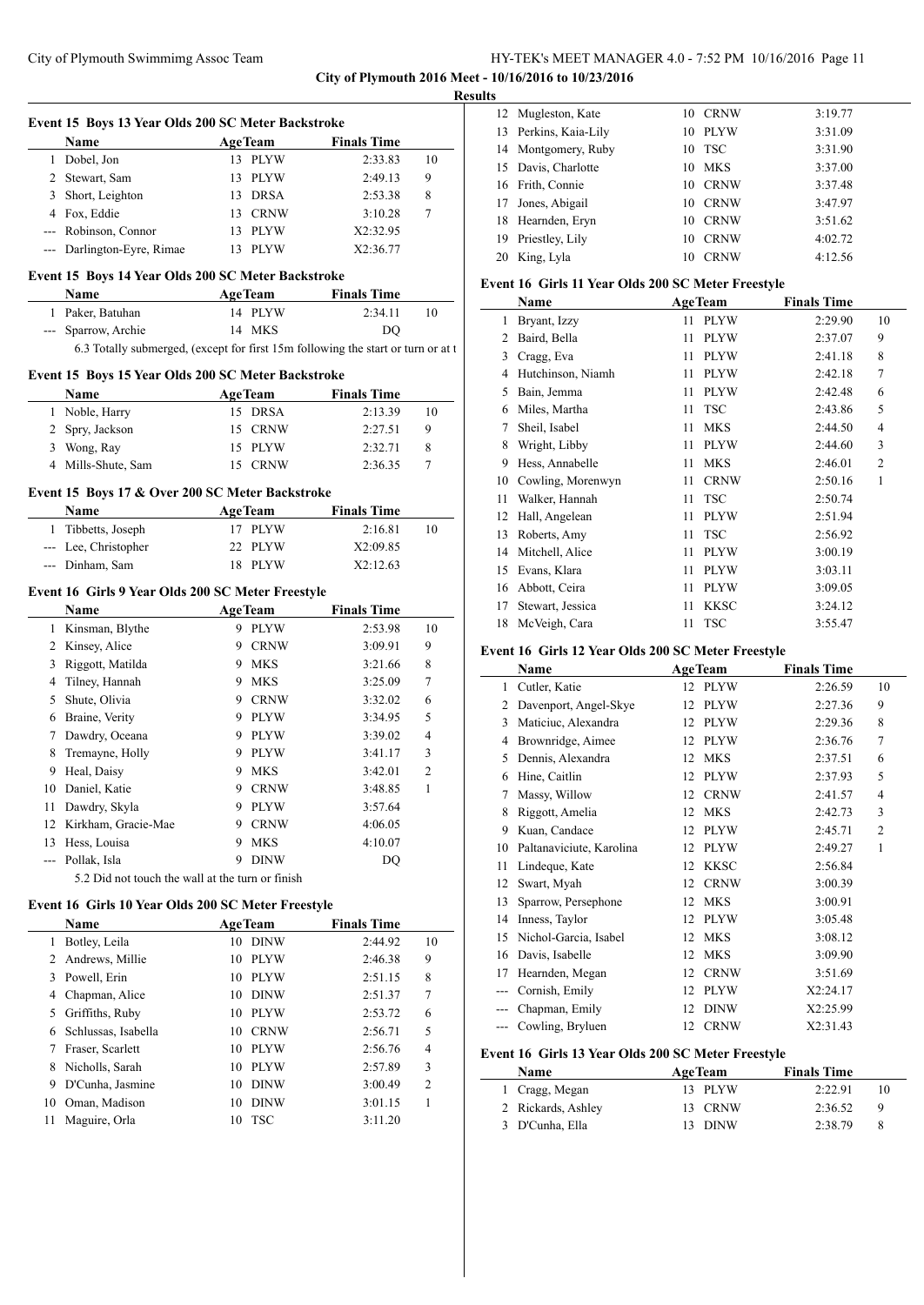City of Plymouth 2016 Meet - 10/16/2016 to 10/23/2016

Results

### Event 15 Boys 13 Year Olds 200 SC Meter Backstroke

| | Name | Age | Team | Finals Time | |
|---|---|---|---|---|---|
| 1 | Dobel, Jon | 13 | PLYW | 2:33.83 | 10 |
| 2 | Stewart, Sam | 13 | PLYW | 2:49.13 | 9 |
| 3 | Short, Leighton | 13 | DRSA | 2:53.38 | 8 |
| 4 | Fox, Eddie | 13 | CRNW | 3:10.28 | 7 |
| --- | Robinson, Connor | 13 | PLYW | X2:32.95 | |
| --- | Darlington-Eyre, Rimae | 13 | PLYW | X2:36.77 | |

### Event 15 Boys 14 Year Olds 200 SC Meter Backstroke

| | Name | Age | Team | Finals Time | |
|---|---|---|---|---|---|
| 1 | Paker, Batuhan | 14 | PLYW | 2:34.11 | 10 |
| --- | Sparrow, Archie | 14 | MKS | DQ | |

6.3 Totally submerged, (except for first 15m following the start or turn or at t

### Event 15 Boys 15 Year Olds 200 SC Meter Backstroke

| | Name | Age | Team | Finals Time | |
|---|---|---|---|---|---|
| 1 | Noble, Harry | 15 | DRSA | 2:13.39 | 10 |
| 2 | Spry, Jackson | 15 | CRNW | 2:27.51 | 9 |
| 3 | Wong, Ray | 15 | PLYW | 2:32.71 | 8 |
| 4 | Mills-Shute, Sam | 15 | CRNW | 2:36.35 | 7 |

### Event 15 Boys 17 & Over 200 SC Meter Backstroke

| | Name | Age | Team | Finals Time | |
|---|---|---|---|---|---|
| 1 | Tibbetts, Joseph | 17 | PLYW | 2:16.81 | 10 |
| --- | Lee, Christopher | 22 | PLYW | X2:09.85 | |
| --- | Dinham, Sam | 18 | PLYW | X2:12.63 | |

### Event 16 Girls 9 Year Olds 200 SC Meter Freestyle

| | Name | Age | Team | Finals Time | |
|---|---|---|---|---|---|
| 1 | Kinsman, Blythe | 9 | PLYW | 2:53.98 | 10 |
| 2 | Kinsey, Alice | 9 | CRNW | 3:09.91 | 9 |
| 3 | Riggott, Matilda | 9 | MKS | 3:21.66 | 8 |
| 4 | Tilney, Hannah | 9 | MKS | 3:25.09 | 7 |
| 5 | Shute, Olivia | 9 | CRNW | 3:32.02 | 6 |
| 6 | Braine, Verity | 9 | PLYW | 3:34.95 | 5 |
| 7 | Dawdry, Oceana | 9 | PLYW | 3:39.02 | 4 |
| 8 | Tremayne, Holly | 9 | PLYW | 3:41.17 | 3 |
| 9 | Heal, Daisy | 9 | MKS | 3:42.01 | 2 |
| 10 | Daniel, Katie | 9 | CRNW | 3:48.85 | 1 |
| 11 | Dawdry, Skyla | 9 | PLYW | 3:57.64 | |
| 12 | Kirkham, Gracie-Mae | 9 | CRNW | 4:06.05 | |
| 13 | Hess, Louisa | 9 | MKS | 4:10.07 | |
| --- | Pollak, Isla | 9 | DINW | DQ | |

5.2 Did not touch the wall at the turn or finish

### Event 16 Girls 10 Year Olds 200 SC Meter Freestyle

| | Name | Age | Team | Finals Time | |
|---|---|---|---|---|---|
| 1 | Botley, Leila | 10 | DINW | 2:44.92 | 10 |
| 2 | Andrews, Millie | 10 | PLYW | 2:46.38 | 9 |
| 3 | Powell, Erin | 10 | PLYW | 2:51.15 | 8 |
| 4 | Chapman, Alice | 10 | DINW | 2:51.37 | 7 |
| 5 | Griffiths, Ruby | 10 | PLYW | 2:53.72 | 6 |
| 6 | Schlussas, Isabella | 10 | CRNW | 2:56.71 | 5 |
| 7 | Fraser, Scarlett | 10 | PLYW | 2:56.76 | 4 |
| 8 | Nicholls, Sarah | 10 | PLYW | 2:57.89 | 3 |
| 9 | D'Cunha, Jasmine | 10 | DINW | 3:00.49 | 2 |
| 10 | Oman, Madison | 10 | DINW | 3:01.15 | 1 |
| 11 | Maguire, Orla | 10 | TSC | 3:11.20 | |
| 12 | Mugleston, Kate | 10 | CRNW | 3:19.77 | |
| 13 | Perkins, Kaia-Lily | 10 | PLYW | 3:31.09 | |
| 14 | Montgomery, Ruby | 10 | TSC | 3:31.90 | |
| 15 | Davis, Charlotte | 10 | MKS | 3:37.00 | |
| 16 | Frith, Connie | 10 | CRNW | 3:37.48 | |
| 17 | Jones, Abigail | 10 | CRNW | 3:47.97 | |
| 18 | Hearnden, Eryn | 10 | CRNW | 3:51.62 | |
| 19 | Priestley, Lily | 10 | CRNW | 4:02.72 | |
| 20 | King, Lyla | 10 | CRNW | 4:12.56 | |

### Event 16 Girls 11 Year Olds 200 SC Meter Freestyle

| | Name | Age | Team | Finals Time | |
|---|---|---|---|---|---|
| 1 | Bryant, Izzy | 11 | PLYW | 2:29.90 | 10 |
| 2 | Baird, Bella | 11 | PLYW | 2:37.07 | 9 |
| 3 | Cragg, Eva | 11 | PLYW | 2:41.18 | 8 |
| 4 | Hutchinson, Niamh | 11 | PLYW | 2:42.18 | 7 |
| 5 | Bain, Jemma | 11 | PLYW | 2:42.48 | 6 |
| 6 | Miles, Martha | 11 | TSC | 2:43.86 | 5 |
| 7 | Sheil, Isabel | 11 | MKS | 2:44.50 | 4 |
| 8 | Wright, Libby | 11 | PLYW | 2:44.60 | 3 |
| 9 | Hess, Annabelle | 11 | MKS | 2:46.01 | 2 |
| 10 | Cowling, Morenwyn | 11 | CRNW | 2:50.16 | 1 |
| 11 | Walker, Hannah | 11 | TSC | 2:50.74 | |
| 12 | Hall, Angelean | 11 | PLYW | 2:51.94 | |
| 13 | Roberts, Amy | 11 | TSC | 2:56.92 | |
| 14 | Mitchell, Alice | 11 | PLYW | 3:00.19 | |
| 15 | Evans, Klara | 11 | PLYW | 3:03.11 | |
| 16 | Abbott, Ceira | 11 | PLYW | 3:09.05 | |
| 17 | Stewart, Jessica | 11 | KKSC | 3:24.12 | |
| 18 | McVeigh, Cara | 11 | TSC | 3:55.47 | |

### Event 16 Girls 12 Year Olds 200 SC Meter Freestyle

| | Name | Age | Team | Finals Time | |
|---|---|---|---|---|---|
| 1 | Cutler, Katie | 12 | PLYW | 2:26.59 | 10 |
| 2 | Davenport, Angel-Skye | 12 | PLYW | 2:27.36 | 9 |
| 3 | Maticiuc, Alexandra | 12 | PLYW | 2:29.36 | 8 |
| 4 | Brownridge, Aimee | 12 | PLYW | 2:36.76 | 7 |
| 5 | Dennis, Alexandra | 12 | MKS | 2:37.51 | 6 |
| 6 | Hine, Caitlin | 12 | PLYW | 2:37.93 | 5 |
| 7 | Massy, Willow | 12 | CRNW | 2:41.57 | 4 |
| 8 | Riggott, Amelia | 12 | MKS | 2:42.73 | 3 |
| 9 | Kuan, Candace | 12 | PLYW | 2:45.71 | 2 |
| 10 | Paltanaviciute, Karolina | 12 | PLYW | 2:49.27 | 1 |
| 11 | Lindeque, Kate | 12 | KKSC | 2:56.84 | |
| 12 | Swart, Myah | 12 | CRNW | 3:00.39 | |
| 13 | Sparrow, Persephone | 12 | MKS | 3:00.91 | |
| 14 | Inness, Taylor | 12 | PLYW | 3:05.48 | |
| 15 | Nichol-Garcia, Isabel | 12 | MKS | 3:08.12 | |
| 16 | Davis, Isabelle | 12 | MKS | 3:09.90 | |
| 17 | Hearnden, Megan | 12 | CRNW | 3:51.69 | |
| --- | Cornish, Emily | 12 | PLYW | X2:24.17 | |
| --- | Chapman, Emily | 12 | DINW | X2:25.99 | |
| --- | Cowling, Bryluen | 12 | CRNW | X2:31.43 | |

### Event 16 Girls 13 Year Olds 200 SC Meter Freestyle

| | Name | Age | Team | Finals Time | |
|---|---|---|---|---|---|
| 1 | Cragg, Megan | 13 | PLYW | 2:22.91 | 10 |
| 2 | Rickards, Ashley | 13 | CRNW | 2:36.52 | 9 |
| 3 | D'Cunha, Ella | 13 | DINW | 2:38.79 | 8 |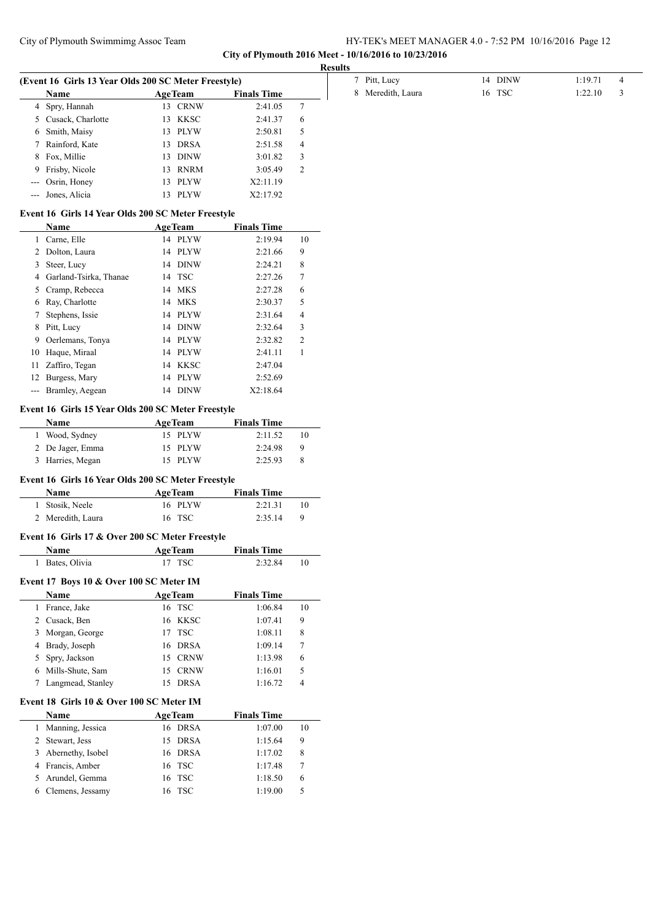**City of Plymouth 2016 Meet - 10/16/2016 to 10/23/2016**

**Results**

### (Event 16 Girls 13 Year Olds 200 SC Meter Freestyle)

| | Name | Age | Team | Finals Time | |
|---|---|---|---|---|---|
| 4 | Spry, Hannah | 13 | CRNW | 2:41.05 | 7 |
| 5 | Cusack, Charlotte | 13 | KKSC | 2:41.37 | 6 |
| 6 | Smith, Maisy | 13 | PLYW | 2:50.81 | 5 |
| 7 | Rainford, Kate | 13 | DRSA | 2:51.58 | 4 |
| 8 | Fox, Millie | 13 | DINW | 3:01.82 | 3 |
| 9 | Frisby, Nicole | 13 | RNRM | 3:05.49 | 2 |
| --- | Osrin, Honey | 13 | PLYW | X2:11.19 | |
| --- | Jones, Alicia | 13 | PLYW | X2:17.92 | |

### Event 16 Girls 14 Year Olds 200 SC Meter Freestyle

| | Name | Age | Team | Finals Time | |
|---|---|---|---|---|---|
| 1 | Carne, Elle | 14 | PLYW | 2:19.94 | 10 |
| 2 | Dolton, Laura | 14 | PLYW | 2:21.66 | 9 |
| 3 | Steer, Lucy | 14 | DINW | 2:24.21 | 8 |
| 4 | Garland-Tsirka, Thanae | 14 | TSC | 2:27.26 | 7 |
| 5 | Cramp, Rebecca | 14 | MKS | 2:27.28 | 6 |
| 6 | Ray, Charlotte | 14 | MKS | 2:30.37 | 5 |
| 7 | Stephens, Issie | 14 | PLYW | 2:31.64 | 4 |
| 8 | Pitt, Lucy | 14 | DINW | 2:32.64 | 3 |
| 9 | Oerlemans, Tonya | 14 | PLYW | 2:32.82 | 2 |
| 10 | Haque, Miraal | 14 | PLYW | 2:41.11 | 1 |
| 11 | Zaffiro, Tegan | 14 | KKSC | 2:47.04 | |
| 12 | Burgess, Mary | 14 | PLYW | 2:52.69 | |
| --- | Bramley, Aegean | 14 | DINW | X2:18.64 | |

### Event 16 Girls 15 Year Olds 200 SC Meter Freestyle

| | Name | Age | Team | Finals Time | |
|---|---|---|---|---|---|
| 1 | Wood, Sydney | 15 | PLYW | 2:11.52 | 10 |
| 2 | De Jager, Emma | 15 | PLYW | 2:24.98 | 9 |
| 3 | Harries, Megan | 15 | PLYW | 2:25.93 | 8 |

### Event 16 Girls 16 Year Olds 200 SC Meter Freestyle

| | Name | Age | Team | Finals Time | |
|---|---|---|---|---|---|
| 1 | Stosik, Neele | 16 | PLYW | 2:21.31 | 10 |
| 2 | Meredith, Laura | 16 | TSC | 2:35.14 | 9 |

### Event 16 Girls 17 & Over 200 SC Meter Freestyle

| | Name | Age | Team | Finals Time | |
|---|---|---|---|---|---|
| 1 | Bates, Olivia | 17 | TSC | 2:32.84 | 10 |

### Event 17 Boys 10 & Over 100 SC Meter IM

| | Name | Age | Team | Finals Time | |
|---|---|---|---|---|---|
| 1 | France, Jake | 16 | TSC | 1:06.84 | 10 |
| 2 | Cusack, Ben | 16 | KKSC | 1:07.41 | 9 |
| 3 | Morgan, George | 17 | TSC | 1:08.11 | 8 |
| 4 | Brady, Joseph | 16 | DRSA | 1:09.14 | 7 |
| 5 | Spry, Jackson | 15 | CRNW | 1:13.98 | 6 |
| 6 | Mills-Shute, Sam | 15 | CRNW | 1:16.01 | 5 |
| 7 | Langmead, Stanley | 15 | DRSA | 1:16.72 | 4 |

### Event 18 Girls 10 & Over 100 SC Meter IM

| | Name | Age | Team | Finals Time | |
|---|---|---|---|---|---|
| 1 | Manning, Jessica | 16 | DRSA | 1:07.00 | 10 |
| 2 | Stewart, Jess | 15 | DRSA | 1:15.64 | 9 |
| 3 | Abernethy, Isobel | 16 | DRSA | 1:17.02 | 8 |
| 4 | Francis, Amber | 16 | TSC | 1:17.48 | 7 |
| 5 | Arundel, Gemma | 16 | TSC | 1:18.50 | 6 |
| 6 | Clemens, Jessamy | 16 | TSC | 1:19.00 | 5 |
| 7 | Pitt, Lucy | 14 | DINW | 1:19.71 | 4 |
| 8 | Meredith, Laura | 16 | TSC | 1:22.10 | 3 |